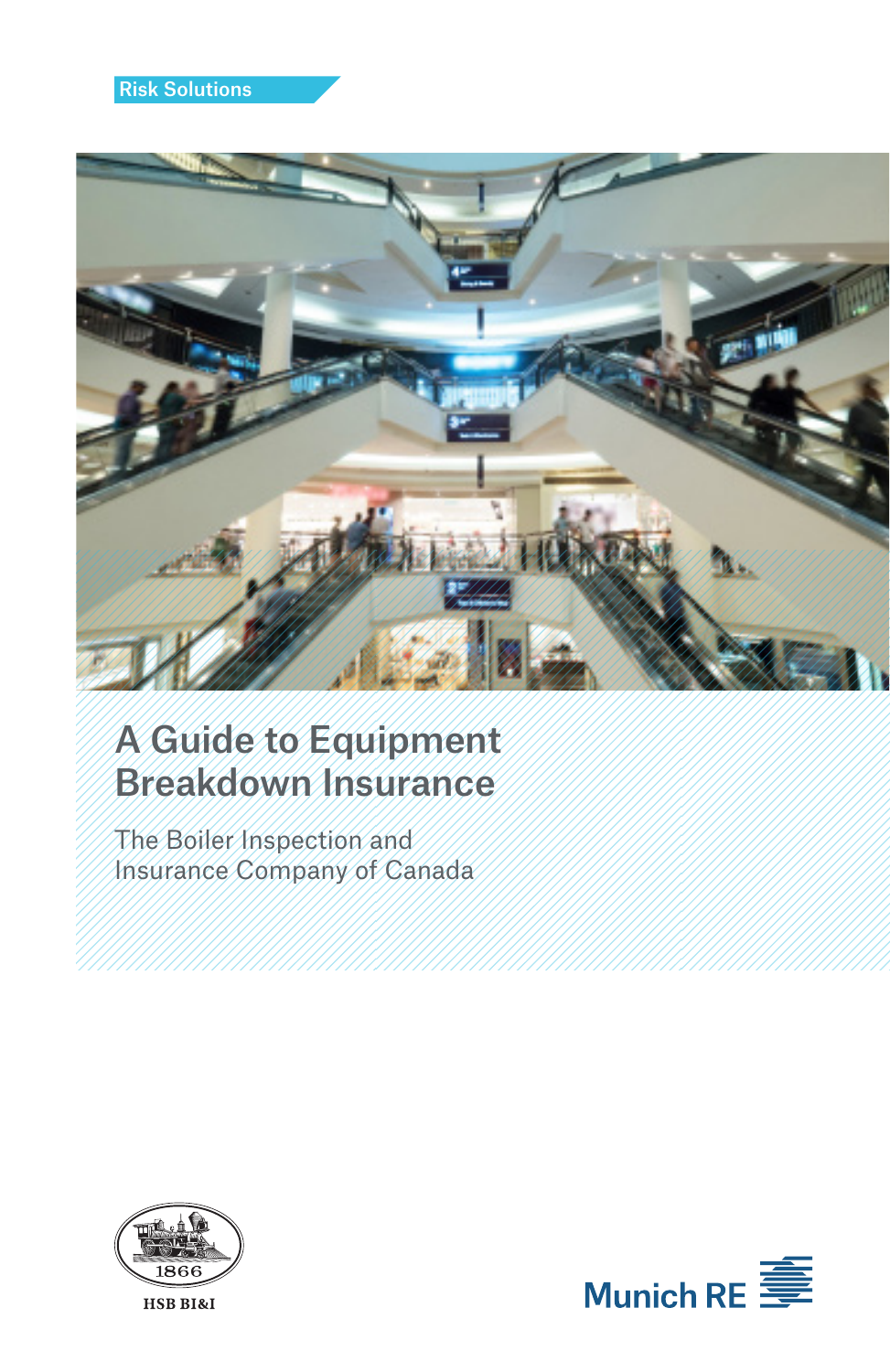Risk Solutions

# A Guide to Equipment Breakdown Insurance

The Boiler Inspection and Insurance Company of Canada

1866

HSB BI&I

Munich RE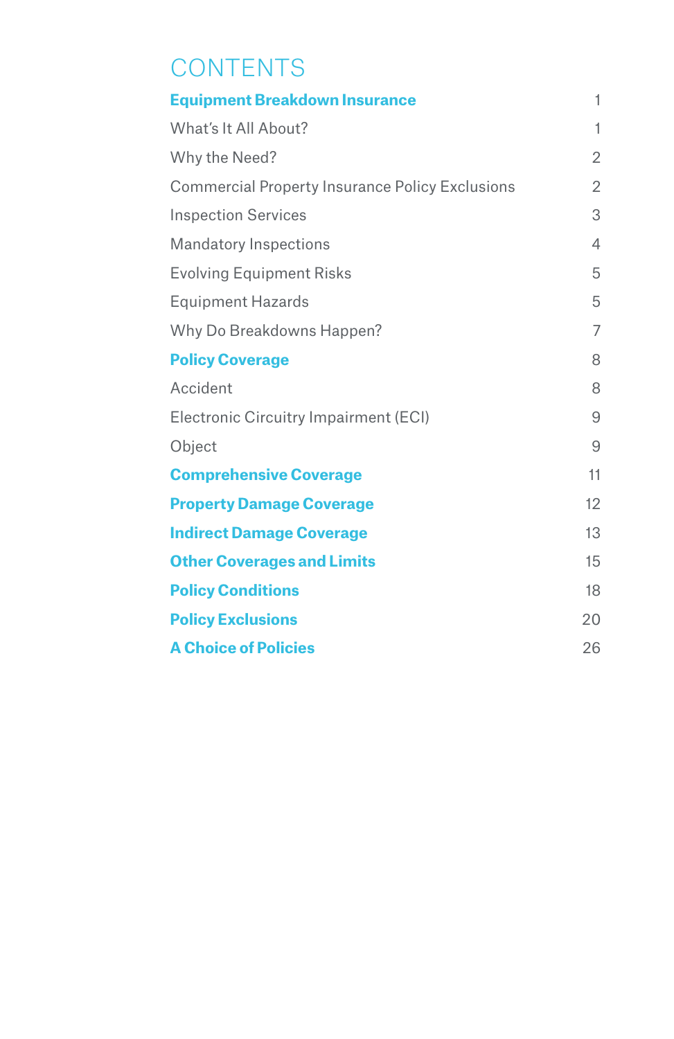# CONTENTS

| | |
|---|---|
| **Equipment Breakdown Insurance** | 1 |
| What's It All About? | 1 |
| Why the Need? | 2 |
| Commercial Property Insurance Policy Exclusions | 2 |
| Inspection Services | 3 |
| Mandatory Inspections | 4 |
| Evolving Equipment Risks | 5 |
| Equipment Hazards | 5 |
| Why Do Breakdowns Happen? | 7 |
| **Policy Coverage** | 8 |
| Accident | 8 |
| Electronic Circuitry Impairment (ECI) | 9 |
| Object | 9 |
| **Comprehensive Coverage** | 11 |
| **Property Damage Coverage** | 12 |
| **Indirect Damage Coverage** | 13 |
| **Other Coverages and Limits** | 15 |
| **Policy Conditions** | 18 |
| **Policy Exclusions** | 20 |
| **A Choice of Policies** | 26 |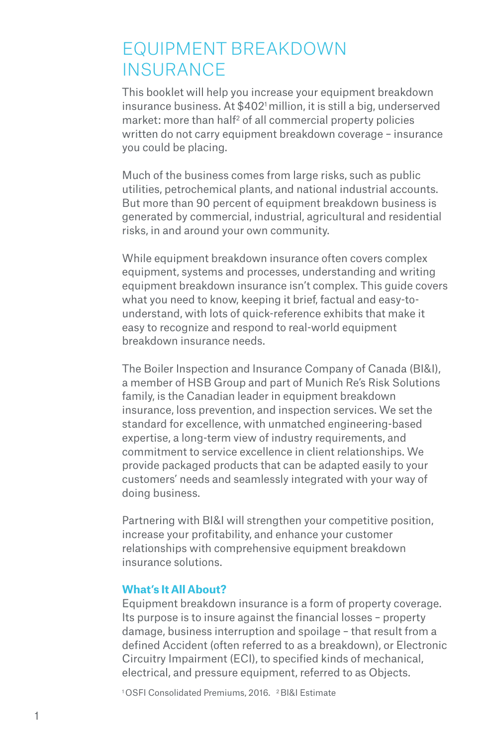# EQUIPMENT BREAKDOWN INSURANCE

This booklet will help you increase your equipment breakdown insurance business. At $402[1] million, it is still a big, underserved market: more than half[2] of all commercial property policies written do not carry equipment breakdown coverage – insurance you could be placing.

Much of the business comes from large risks, such as public utilities, petrochemical plants, and national industrial accounts. But more than 90 percent of equipment breakdown business is generated by commercial, industrial, agricultural and residential risks, in and around your own community.

While equipment breakdown insurance often covers complex equipment, systems and processes, understanding and writing equipment breakdown insurance isn't complex. This guide covers what you need to know, keeping it brief, factual and easy-to-understand, with lots of quick-reference exhibits that make it easy to recognize and respond to real-world equipment breakdown insurance needs.

The Boiler Inspection and Insurance Company of Canada (BI&I), a member of HSB Group and part of Munich Re's Risk Solutions family, is the Canadian leader in equipment breakdown insurance, loss prevention, and inspection services. We set the standard for excellence, with unmatched engineering-based expertise, a long-term view of industry requirements, and commitment to service excellence in client relationships. We provide packaged products that can be adapted easily to your customers' needs and seamlessly integrated with your way of doing business.

Partnering with BI&I will strengthen your competitive position, increase your profitability, and enhance your customer relationships with comprehensive equipment breakdown insurance solutions.

## What's It All About?

Equipment breakdown insurance is a form of property coverage. Its purpose is to insure against the financial losses – property damage, business interruption and spoilage – that result from a defined Accident (often referred to as a breakdown), or Electronic Circuitry Impairment (ECI), to specified kinds of mechanical, electrical, and pressure equipment, referred to as Objects.

[1] OSFI Consolidated Premiums, 2016. [2] BI&I Estimate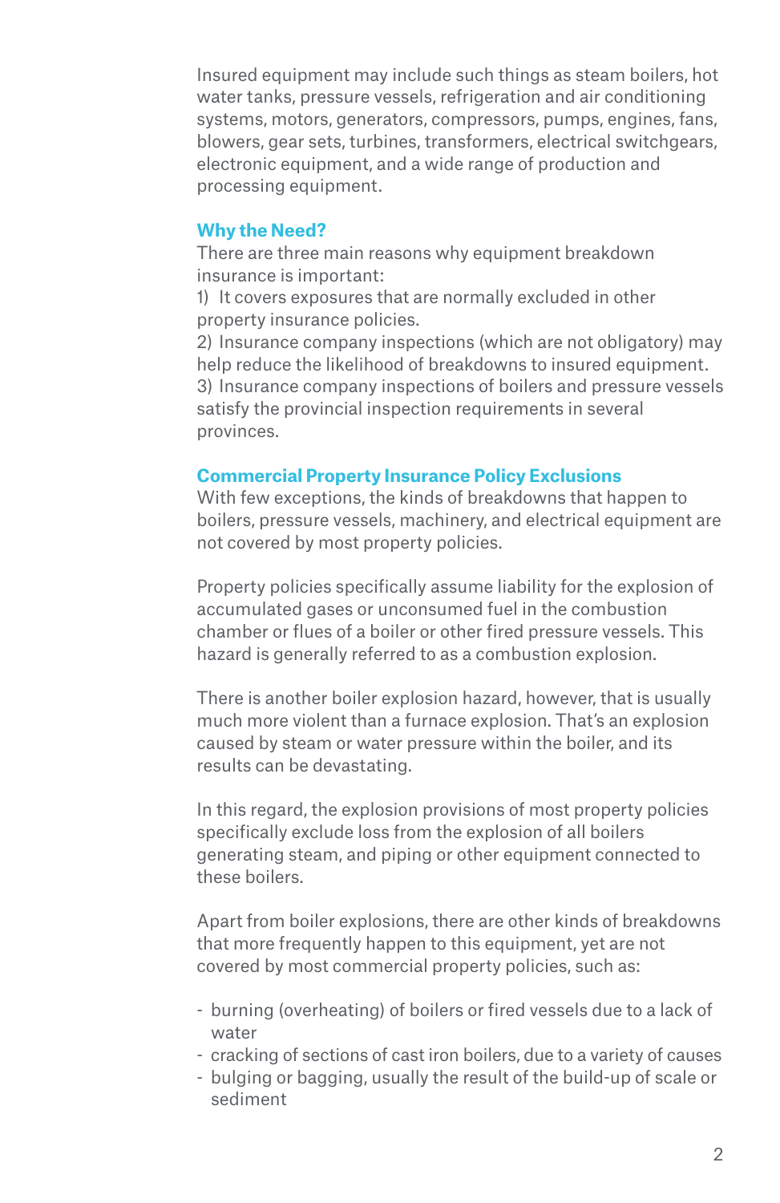Insured equipment may include such things as steam boilers, hot water tanks, pressure vessels, refrigeration and air conditioning systems, motors, generators, compressors, pumps, engines, fans, blowers, gear sets, turbines, transformers, electrical switchgears, electronic equipment, and a wide range of production and processing equipment.

## Why the Need?

There are three main reasons why equipment breakdown insurance is important:

1) It covers exposures that are normally excluded in other property insurance policies.
2) Insurance company inspections (which are not obligatory) may help reduce the likelihood of breakdowns to insured equipment.
3) Insurance company inspections of boilers and pressure vessels satisfy the provincial inspection requirements in several provinces.

## Commercial Property Insurance Policy Exclusions

With few exceptions, the kinds of breakdowns that happen to boilers, pressure vessels, machinery, and electrical equipment are not covered by most property policies.

Property policies specifically assume liability for the explosion of accumulated gases or unconsumed fuel in the combustion chamber or flues of a boiler or other fired pressure vessels. This hazard is generally referred to as a combustion explosion.

There is another boiler explosion hazard, however, that is usually much more violent than a furnace explosion. That's an explosion caused by steam or water pressure within the boiler, and its results can be devastating.

In this regard, the explosion provisions of most property policies specifically exclude loss from the explosion of all boilers generating steam, and piping or other equipment connected to these boilers.

Apart from boiler explosions, there are other kinds of breakdowns that more frequently happen to this equipment, yet are not covered by most commercial property policies, such as:

- burning (overheating) of boilers or fired vessels due to a lack of water
- cracking of sections of cast iron boilers, due to a variety of causes
- bulging or bagging, usually the result of the build-up of scale or sediment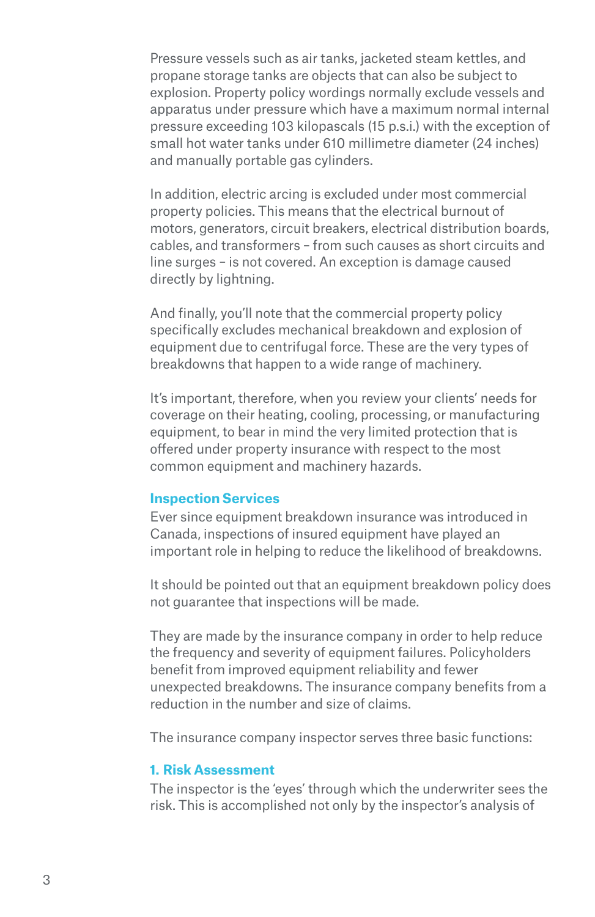Pressure vessels such as air tanks, jacketed steam kettles, and propane storage tanks are objects that can also be subject to explosion. Property policy wordings normally exclude vessels and apparatus under pressure which have a maximum normal internal pressure exceeding 103 kilopascals (15 p.s.i.) with the exception of small hot water tanks under 610 millimetre diameter (24 inches) and manually portable gas cylinders.

In addition, electric arcing is excluded under most commercial property policies. This means that the electrical burnout of motors, generators, circuit breakers, electrical distribution boards, cables, and transformers – from such causes as short circuits and line surges – is not covered. An exception is damage caused directly by lightning.

And finally, you'll note that the commercial property policy specifically excludes mechanical breakdown and explosion of equipment due to centrifugal force. These are the very types of breakdowns that happen to a wide range of machinery.

It's important, therefore, when you review your clients' needs for coverage on their heating, cooling, processing, or manufacturing equipment, to bear in mind the very limited protection that is offered under property insurance with respect to the most common equipment and machinery hazards.

## Inspection Services

Ever since equipment breakdown insurance was introduced in Canada, inspections of insured equipment have played an important role in helping to reduce the likelihood of breakdowns.

It should be pointed out that an equipment breakdown policy does not guarantee that inspections will be made.

They are made by the insurance company in order to help reduce the frequency and severity of equipment failures. Policyholders benefit from improved equipment reliability and fewer unexpected breakdowns. The insurance company benefits from a reduction in the number and size of claims.

The insurance company inspector serves three basic functions:

### 1. Risk Assessment

The inspector is the 'eyes' through which the underwriter sees the risk. This is accomplished not only by the inspector's analysis of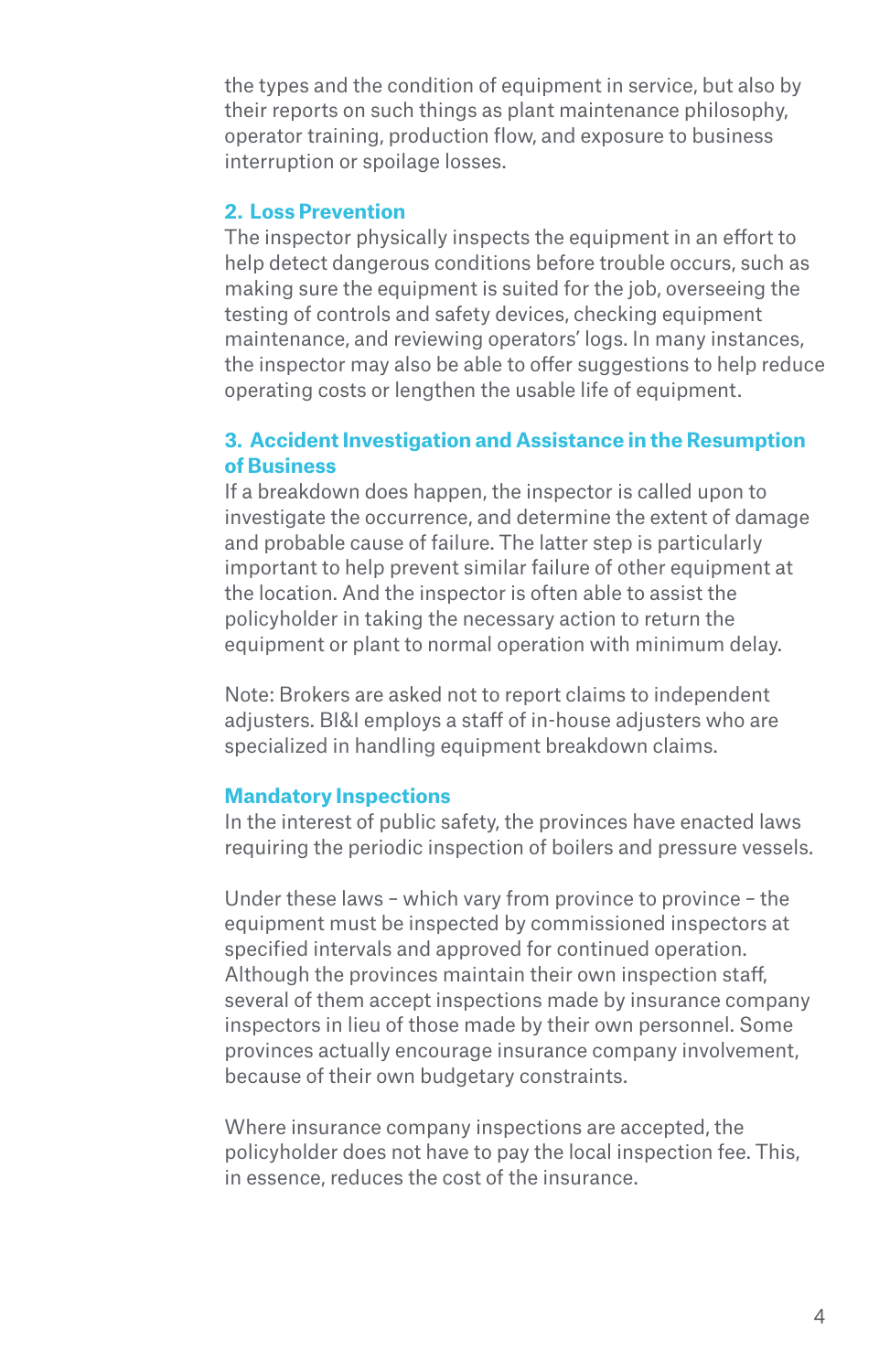the types and the condition of equipment in service, but also by their reports on such things as plant maintenance philosophy, operator training, production flow, and exposure to business interruption or spoilage losses.

### 2. Loss Prevention

The inspector physically inspects the equipment in an effort to help detect dangerous conditions before trouble occurs, such as making sure the equipment is suited for the job, overseeing the testing of controls and safety devices, checking equipment maintenance, and reviewing operators' logs. In many instances, the inspector may also be able to offer suggestions to help reduce operating costs or lengthen the usable life of equipment.

### 3. Accident Investigation and Assistance in the Resumption of Business

If a breakdown does happen, the inspector is called upon to investigate the occurrence, and determine the extent of damage and probable cause of failure. The latter step is particularly important to help prevent similar failure of other equipment at the location. And the inspector is often able to assist the policyholder in taking the necessary action to return the equipment or plant to normal operation with minimum delay.

Note: Brokers are asked not to report claims to independent adjusters. BI&I employs a staff of in-house adjusters who are specialized in handling equipment breakdown claims.

### Mandatory Inspections

In the interest of public safety, the provinces have enacted laws requiring the periodic inspection of boilers and pressure vessels.

Under these laws – which vary from province to province – the equipment must be inspected by commissioned inspectors at specified intervals and approved for continued operation. Although the provinces maintain their own inspection staff, several of them accept inspections made by insurance company inspectors in lieu of those made by their own personnel. Some provinces actually encourage insurance company involvement, because of their own budgetary constraints.

Where insurance company inspections are accepted, the policyholder does not have to pay the local inspection fee. This, in essence, reduces the cost of the insurance.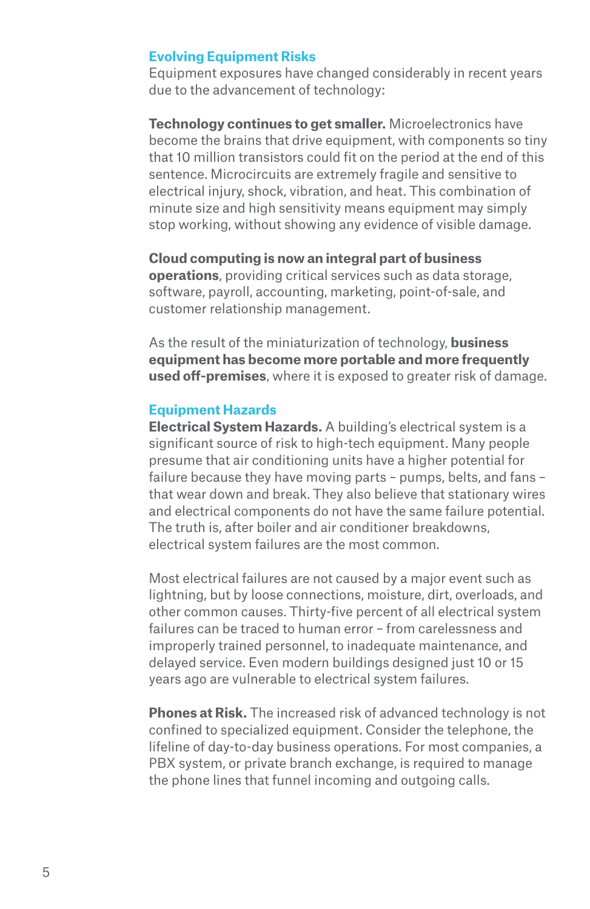## Evolving Equipment Risks

Equipment exposures have changed considerably in recent years due to the advancement of technology:

**Technology continues to get smaller.** Microelectronics have become the brains that drive equipment, with components so tiny that 10 million transistors could fit on the period at the end of this sentence. Microcircuits are extremely fragile and sensitive to electrical injury, shock, vibration, and heat. This combination of minute size and high sensitivity means equipment may simply stop working, without showing any evidence of visible damage.

**Cloud computing is now an integral part of business operations**, providing critical services such as data storage, software, payroll, accounting, marketing, point-of-sale, and customer relationship management.

As the result of the miniaturization of technology, **business equipment has become more portable and more frequently used off-premises**, where it is exposed to greater risk of damage.

## Equipment Hazards

**Electrical System Hazards.** A building's electrical system is a significant source of risk to high-tech equipment. Many people presume that air conditioning units have a higher potential for failure because they have moving parts – pumps, belts, and fans – that wear down and break. They also believe that stationary wires and electrical components do not have the same failure potential. The truth is, after boiler and air conditioner breakdowns, electrical system failures are the most common.

Most electrical failures are not caused by a major event such as lightning, but by loose connections, moisture, dirt, overloads, and other common causes. Thirty-five percent of all electrical system failures can be traced to human error – from carelessness and improperly trained personnel, to inadequate maintenance, and delayed service. Even modern buildings designed just 10 or 15 years ago are vulnerable to electrical system failures.

**Phones at Risk.** The increased risk of advanced technology is not confined to specialized equipment. Consider the telephone, the lifeline of day-to-day business operations. For most companies, a PBX system, or private branch exchange, is required to manage the phone lines that funnel incoming and outgoing calls.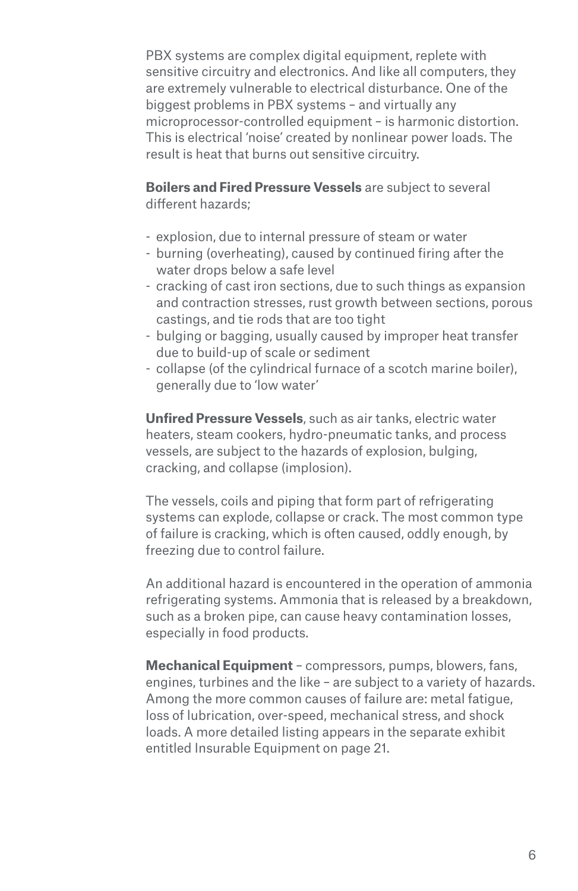PBX systems are complex digital equipment, replete with sensitive circuitry and electronics. And like all computers, they are extremely vulnerable to electrical disturbance. One of the biggest problems in PBX systems – and virtually any microprocessor-controlled equipment – is harmonic distortion. This is electrical 'noise' created by nonlinear power loads. The result is heat that burns out sensitive circuitry.

**Boilers and Fired Pressure Vessels** are subject to several different hazards;

- explosion, due to internal pressure of steam or water
- burning (overheating), caused by continued firing after the water drops below a safe level
- cracking of cast iron sections, due to such things as expansion and contraction stresses, rust growth between sections, porous castings, and tie rods that are too tight
- bulging or bagging, usually caused by improper heat transfer due to build-up of scale or sediment
- collapse (of the cylindrical furnace of a scotch marine boiler), generally due to 'low water'

**Unfired Pressure Vessels**, such as air tanks, electric water heaters, steam cookers, hydro-pneumatic tanks, and process vessels, are subject to the hazards of explosion, bulging, cracking, and collapse (implosion).

The vessels, coils and piping that form part of refrigerating systems can explode, collapse or crack. The most common type of failure is cracking, which is often caused, oddly enough, by freezing due to control failure.

An additional hazard is encountered in the operation of ammonia refrigerating systems. Ammonia that is released by a breakdown, such as a broken pipe, can cause heavy contamination losses, especially in food products.

**Mechanical Equipment** – compressors, pumps, blowers, fans, engines, turbines and the like – are subject to a variety of hazards. Among the more common causes of failure are: metal fatigue, loss of lubrication, over-speed, mechanical stress, and shock loads. A more detailed listing appears in the separate exhibit entitled Insurable Equipment on page 21.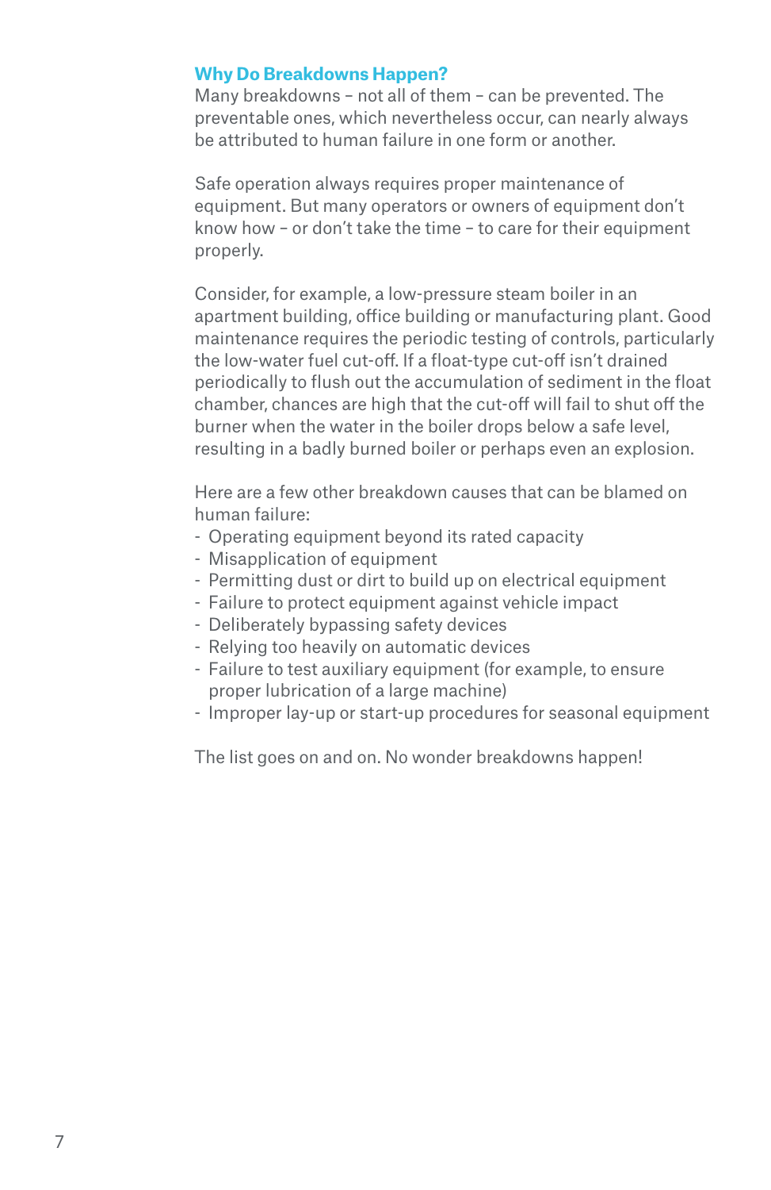## Why Do Breakdowns Happen?

Many breakdowns – not all of them – can be prevented. The preventable ones, which nevertheless occur, can nearly always be attributed to human failure in one form or another.

Safe operation always requires proper maintenance of equipment. But many operators or owners of equipment don't know how – or don't take the time – to care for their equipment properly.

Consider, for example, a low-pressure steam boiler in an apartment building, office building or manufacturing plant. Good maintenance requires the periodic testing of controls, particularly the low-water fuel cut-off. If a float-type cut-off isn't drained periodically to flush out the accumulation of sediment in the float chamber, chances are high that the cut-off will fail to shut off the burner when the water in the boiler drops below a safe level, resulting in a badly burned boiler or perhaps even an explosion.

Here are a few other breakdown causes that can be blamed on human failure:

- Operating equipment beyond its rated capacity
- Misapplication of equipment
- Permitting dust or dirt to build up on electrical equipment
- Failure to protect equipment against vehicle impact
- Deliberately bypassing safety devices
- Relying too heavily on automatic devices
- Failure to test auxiliary equipment (for example, to ensure proper lubrication of a large machine)
- Improper lay-up or start-up procedures for seasonal equipment

The list goes on and on. No wonder breakdowns happen!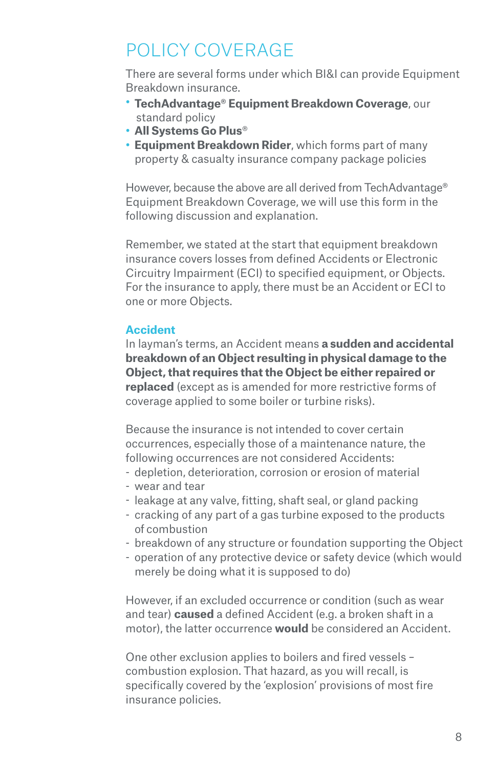# POLICY COVERAGE

There are several forms under which BI&I can provide Equipment Breakdown insurance.

- **TechAdvantage® Equipment Breakdown Coverage**, our standard policy
- **All Systems Go Plus®**
- **Equipment Breakdown Rider**, which forms part of many property & casualty insurance company package policies

However, because the above are all derived from TechAdvantage® Equipment Breakdown Coverage, we will use this form in the following discussion and explanation.

Remember, we stated at the start that equipment breakdown insurance covers losses from defined Accidents or Electronic Circuitry Impairment (ECI) to specified equipment, or Objects. For the insurance to apply, there must be an Accident or ECI to one or more Objects.

## Accident

In layman's terms, an Accident means **a sudden and accidental breakdown of an Object resulting in physical damage to the Object, that requires that the Object be either repaired or replaced** (except as is amended for more restrictive forms of coverage applied to some boiler or turbine risks).

Because the insurance is not intended to cover certain occurrences, especially those of a maintenance nature, the following occurrences are not considered Accidents:

- depletion, deterioration, corrosion or erosion of material
- wear and tear
- leakage at any valve, fitting, shaft seal, or gland packing
- cracking of any part of a gas turbine exposed to the products of combustion
- breakdown of any structure or foundation supporting the Object
- operation of any protective device or safety device (which would merely be doing what it is supposed to do)

However, if an excluded occurrence or condition (such as wear and tear) **caused** a defined Accident (e.g. a broken shaft in a motor), the latter occurrence **would** be considered an Accident.

One other exclusion applies to boilers and fired vessels – combustion explosion. That hazard, as you will recall, is specifically covered by the 'explosion' provisions of most fire insurance policies.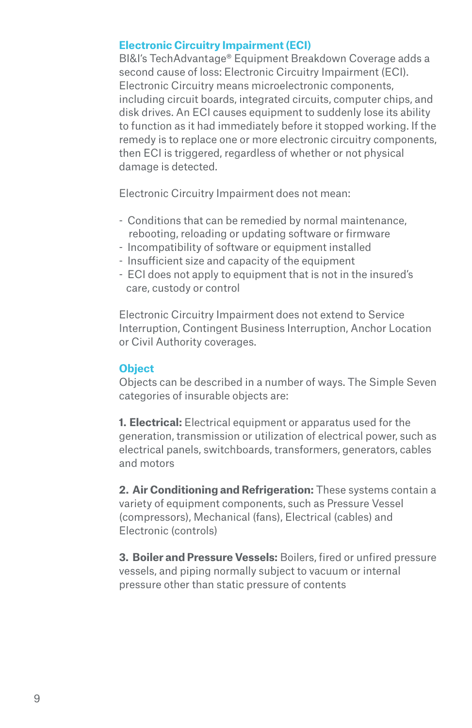## Electronic Circuitry Impairment (ECI)

BI&I's TechAdvantage® Equipment Breakdown Coverage adds a second cause of loss: Electronic Circuitry Impairment (ECI). Electronic Circuitry means microelectronic components, including circuit boards, integrated circuits, computer chips, and disk drives. An ECI causes equipment to suddenly lose its ability to function as it had immediately before it stopped working. If the remedy is to replace one or more electronic circuitry components, then ECI is triggered, regardless of whether or not physical damage is detected.

Electronic Circuitry Impairment does not mean:

- Conditions that can be remedied by normal maintenance, rebooting, reloading or updating software or firmware
- Incompatibility of software or equipment installed
- Insufficient size and capacity of the equipment
- ECI does not apply to equipment that is not in the insured's care, custody or control

Electronic Circuitry Impairment does not extend to Service Interruption, Contingent Business Interruption, Anchor Location or Civil Authority coverages.

## Object

Objects can be described in a number of ways. The Simple Seven categories of insurable objects are:

**1. Electrical:** Electrical equipment or apparatus used for the generation, transmission or utilization of electrical power, such as electrical panels, switchboards, transformers, generators, cables and motors

**2. Air Conditioning and Refrigeration:** These systems contain a variety of equipment components, such as Pressure Vessel (compressors), Mechanical (fans), Electrical (cables) and Electronic (controls)

**3. Boiler and Pressure Vessels:** Boilers, fired or unfired pressure vessels, and piping normally subject to vacuum or internal pressure other than static pressure of contents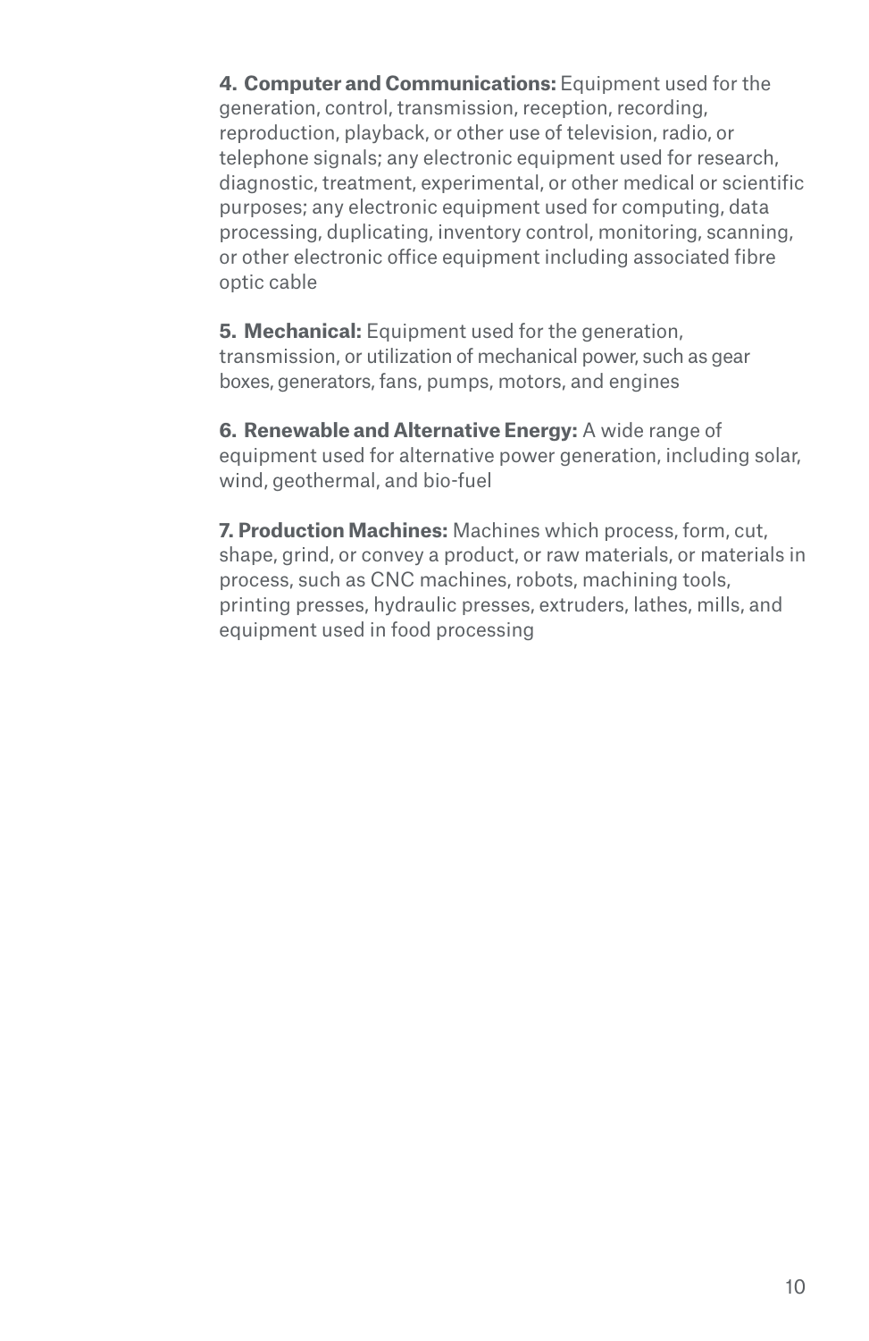**4. Computer and Communications:** Equipment used for the generation, control, transmission, reception, recording, reproduction, playback, or other use of television, radio, or telephone signals; any electronic equipment used for research, diagnostic, treatment, experimental, or other medical or scientific purposes; any electronic equipment used for computing, data processing, duplicating, inventory control, monitoring, scanning, or other electronic office equipment including associated fibre optic cable

**5. Mechanical:** Equipment used for the generation, transmission, or utilization of mechanical power, such as gear boxes, generators, fans, pumps, motors, and engines

**6. Renewable and Alternative Energy:** A wide range of equipment used for alternative power generation, including solar, wind, geothermal, and bio-fuel

**7. Production Machines:** Machines which process, form, cut, shape, grind, or convey a product, or raw materials, or materials in process, such as CNC machines, robots, machining tools, printing presses, hydraulic presses, extruders, lathes, mills, and equipment used in food processing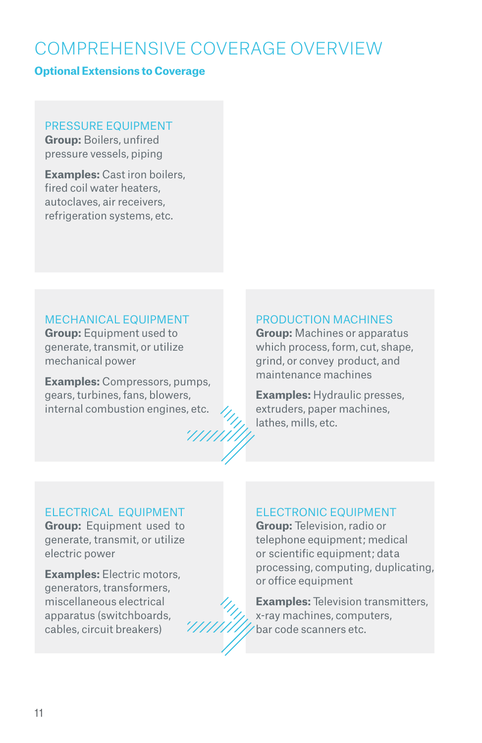# COMPREHENSIVE COVERAGE OVERVIEW

## Optional Extensions to Coverage

### PRESSURE EQUIPMENT

**Group:** Boilers, unfired pressure vessels, piping

**Examples:** Cast iron boilers, fired coil water heaters, autoclaves, air receivers, refrigeration systems, etc.

### MECHANICAL EQUIPMENT

**Group:** Equipment used to generate, transmit, or utilize mechanical power

**Examples:** Compressors, pumps, gears, turbines, fans, blowers, internal combustion engines, etc.

### PRODUCTION MACHINES

**Group:** Machines or apparatus which process, form, cut, shape, grind, or convey product, and maintenance machines

**Examples:** Hydraulic presses, extruders, paper machines, lathes, mills, etc.

### ELECTRICAL EQUIPMENT

**Group:** Equipment used to generate, transmit, or utilize electric power

**Examples:** Electric motors, generators, transformers, miscellaneous electrical apparatus (switchboards, cables, circuit breakers)

### ELECTRONIC EQUIPMENT

**Group:** Television, radio or telephone equipment; medical or scientific equipment; data processing, computing, duplicating, or office equipment

**Examples:** Television transmitters, x-ray machines, computers, bar code scanners etc.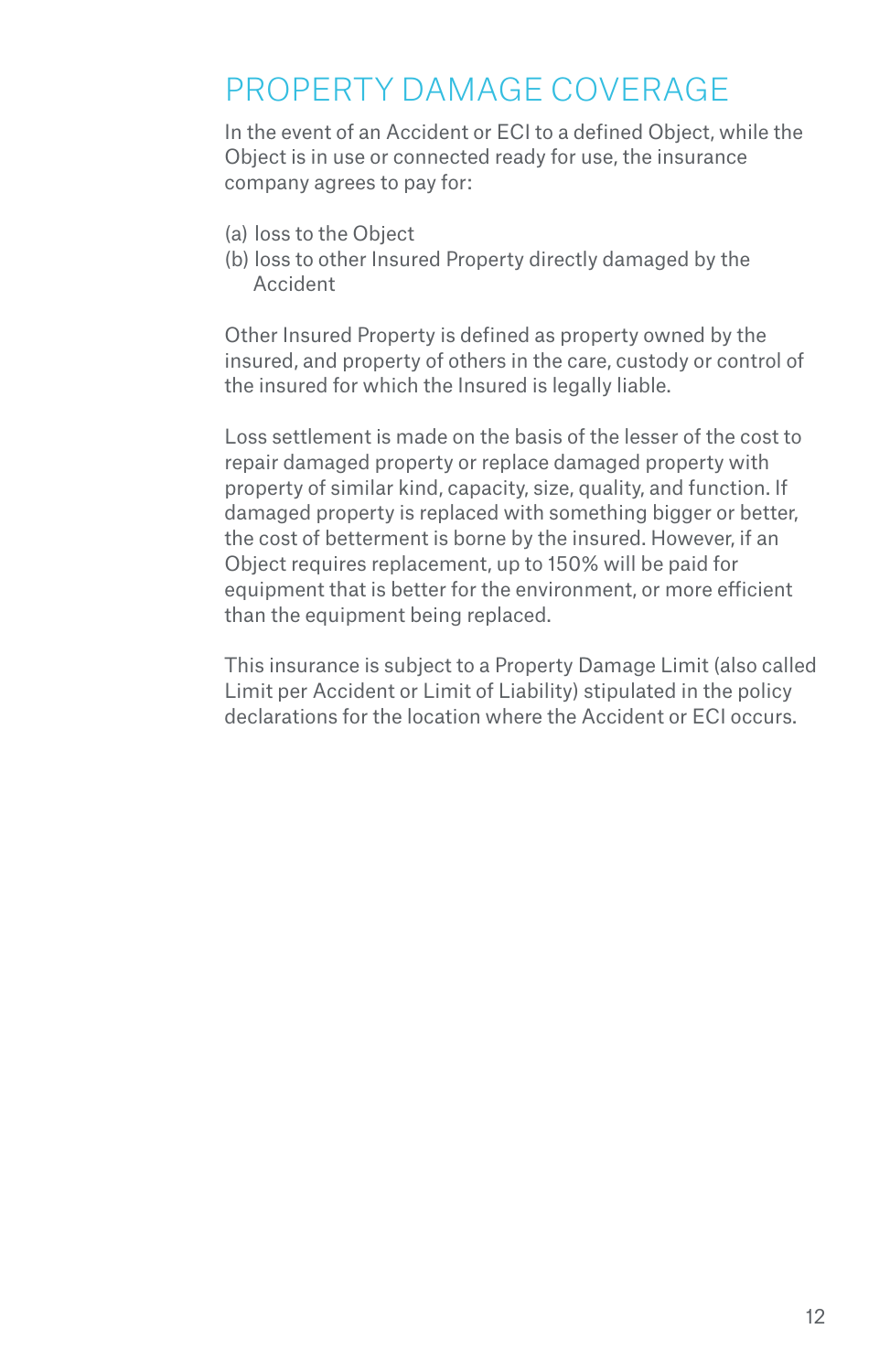# PROPERTY DAMAGE COVERAGE

In the event of an Accident or ECI to a defined Object, while the Object is in use or connected ready for use, the insurance company agrees to pay for:

(a) loss to the Object
(b) loss to other Insured Property directly damaged by the Accident

Other Insured Property is defined as property owned by the insured, and property of others in the care, custody or control of the insured for which the Insured is legally liable.

Loss settlement is made on the basis of the lesser of the cost to repair damaged property or replace damaged property with property of similar kind, capacity, size, quality, and function. If damaged property is replaced with something bigger or better, the cost of betterment is borne by the insured. However, if an Object requires replacement, up to 150% will be paid for equipment that is better for the environment, or more efficient than the equipment being replaced.

This insurance is subject to a Property Damage Limit (also called Limit per Accident or Limit of Liability) stipulated in the policy declarations for the location where the Accident or ECI occurs.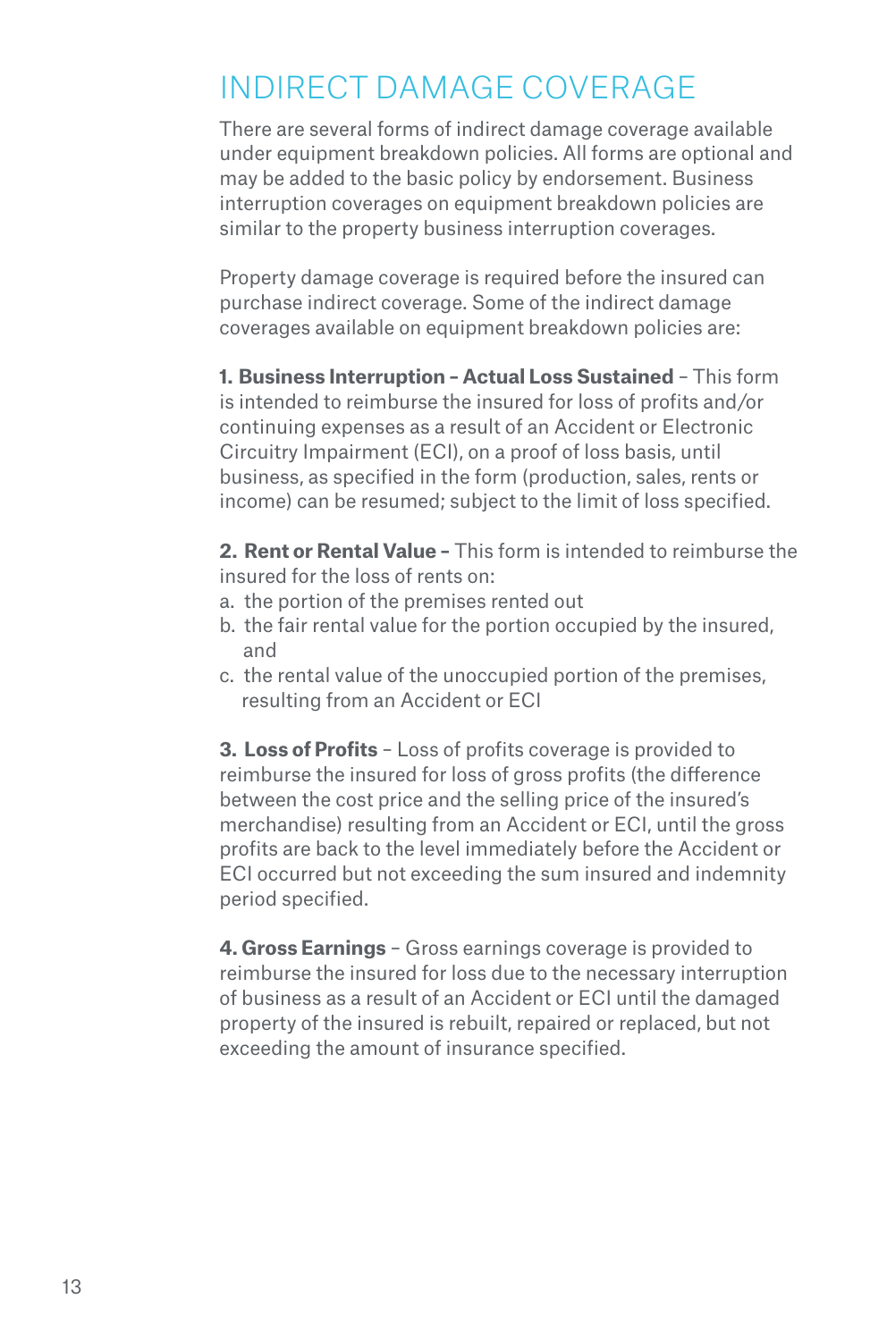# INDIRECT DAMAGE COVERAGE

There are several forms of indirect damage coverage available under equipment breakdown policies. All forms are optional and may be added to the basic policy by endorsement. Business interruption coverages on equipment breakdown policies are similar to the property business interruption coverages.

Property damage coverage is required before the insured can purchase indirect coverage. Some of the indirect damage coverages available on equipment breakdown policies are:

**1. Business Interruption – Actual Loss Sustained** – This form is intended to reimburse the insured for loss of profits and/or continuing expenses as a result of an Accident or Electronic Circuitry Impairment (ECI), on a proof of loss basis, until business, as specified in the form (production, sales, rents or income) can be resumed; subject to the limit of loss specified.

**2. Rent or Rental Value –** This form is intended to reimburse the insured for the loss of rents on:

a. the portion of the premises rented out
b. the fair rental value for the portion occupied by the insured, and
c. the rental value of the unoccupied portion of the premises, resulting from an Accident or ECI

**3. Loss of Profits** – Loss of profits coverage is provided to reimburse the insured for loss of gross profits (the difference between the cost price and the selling price of the insured's merchandise) resulting from an Accident or ECI, until the gross profits are back to the level immediately before the Accident or ECI occurred but not exceeding the sum insured and indemnity period specified.

**4. Gross Earnings** – Gross earnings coverage is provided to reimburse the insured for loss due to the necessary interruption of business as a result of an Accident or ECI until the damaged property of the insured is rebuilt, repaired or replaced, but not exceeding the amount of insurance specified.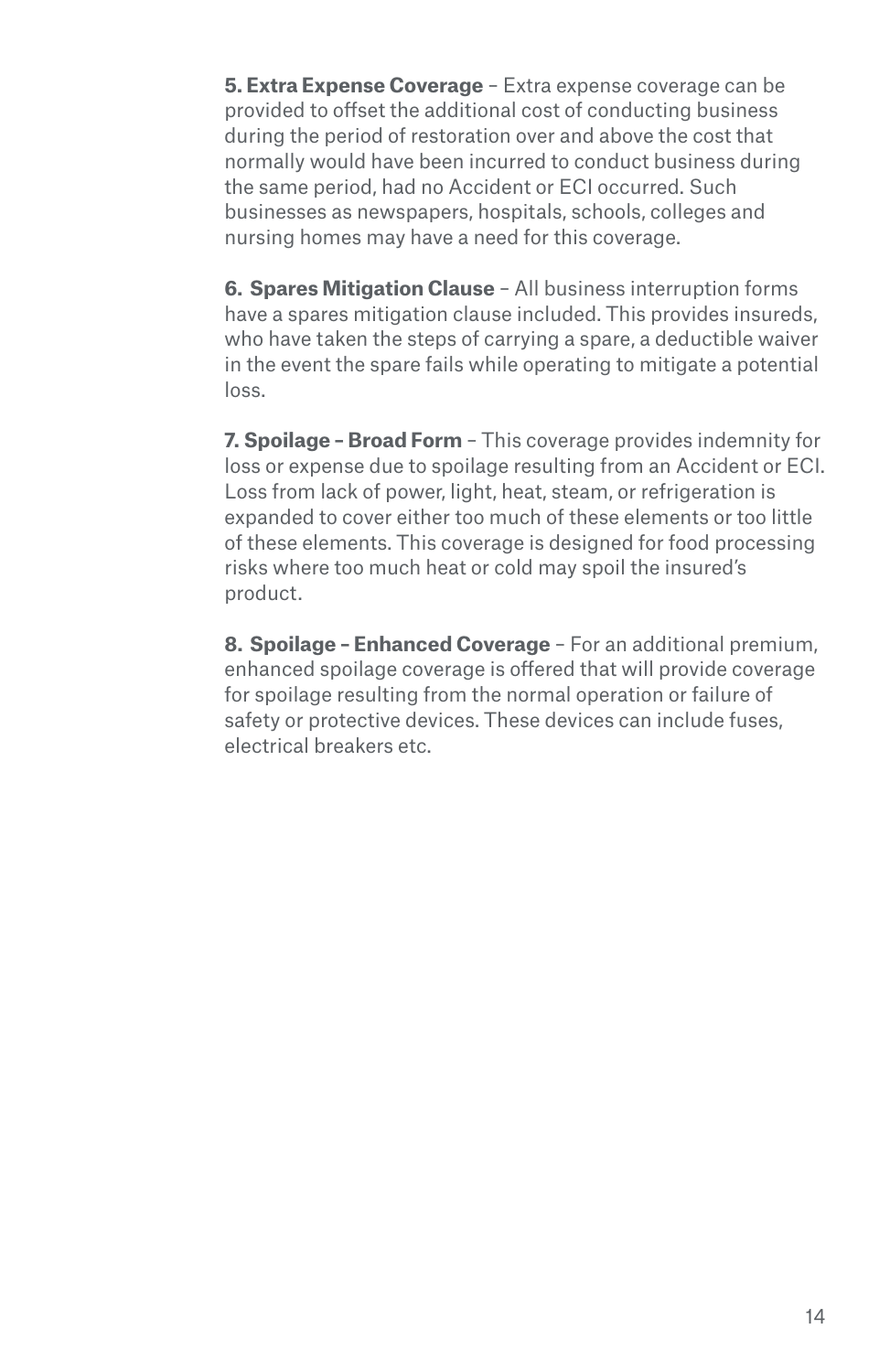**5. Extra Expense Coverage** – Extra expense coverage can be provided to offset the additional cost of conducting business during the period of restoration over and above the cost that normally would have been incurred to conduct business during the same period, had no Accident or ECI occurred. Such businesses as newspapers, hospitals, schools, colleges and nursing homes may have a need for this coverage.

**6. Spares Mitigation Clause** – All business interruption forms have a spares mitigation clause included. This provides insureds, who have taken the steps of carrying a spare, a deductible waiver in the event the spare fails while operating to mitigate a potential loss.

**7. Spoilage – Broad Form** – This coverage provides indemnity for loss or expense due to spoilage resulting from an Accident or ECI. Loss from lack of power, light, heat, steam, or refrigeration is expanded to cover either too much of these elements or too little of these elements. This coverage is designed for food processing risks where too much heat or cold may spoil the insured's product.

**8. Spoilage – Enhanced Coverage** – For an additional premium, enhanced spoilage coverage is offered that will provide coverage for spoilage resulting from the normal operation or failure of safety or protective devices. These devices can include fuses, electrical breakers etc.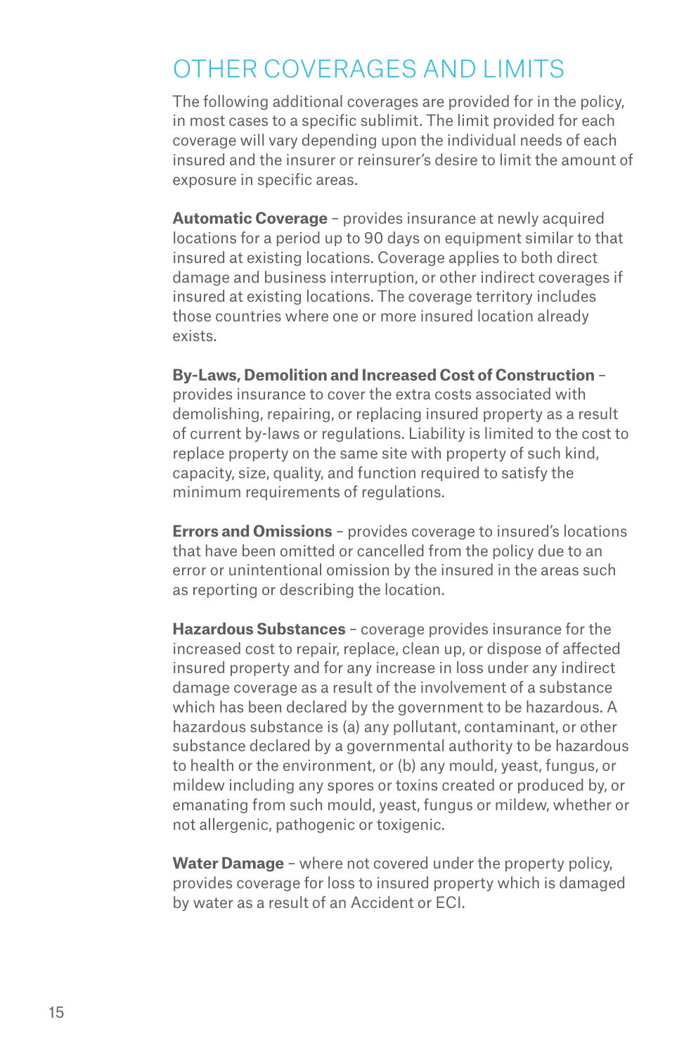# OTHER COVERAGES AND LIMITS

The following additional coverages are provided for in the policy, in most cases to a specific sublimit. The limit provided for each coverage will vary depending upon the individual needs of each insured and the insurer or reinsurer's desire to limit the amount of exposure in specific areas.

**Automatic Coverage** – provides insurance at newly acquired locations for a period up to 90 days on equipment similar to that insured at existing locations. Coverage applies to both direct damage and business interruption, or other indirect coverages if insured at existing locations. The coverage territory includes those countries where one or more insured location already exists.

**By-Laws, Demolition and Increased Cost of Construction** – provides insurance to cover the extra costs associated with demolishing, repairing, or replacing insured property as a result of current by-laws or regulations. Liability is limited to the cost to replace property on the same site with property of such kind, capacity, size, quality, and function required to satisfy the minimum requirements of regulations.

**Errors and Omissions** – provides coverage to insured's locations that have been omitted or cancelled from the policy due to an error or unintentional omission by the insured in the areas such as reporting or describing the location.

**Hazardous Substances** – coverage provides insurance for the increased cost to repair, replace, clean up, or dispose of affected insured property and for any increase in loss under any indirect damage coverage as a result of the involvement of a substance which has been declared by the government to be hazardous. A hazardous substance is (a) any pollutant, contaminant, or other substance declared by a governmental authority to be hazardous to health or the environment, or (b) any mould, yeast, fungus, or mildew including any spores or toxins created or produced by, or emanating from such mould, yeast, fungus or mildew, whether or not allergenic, pathogenic or toxigenic.

**Water Damage** – where not covered under the property policy, provides coverage for loss to insured property which is damaged by water as a result of an Accident or ECI.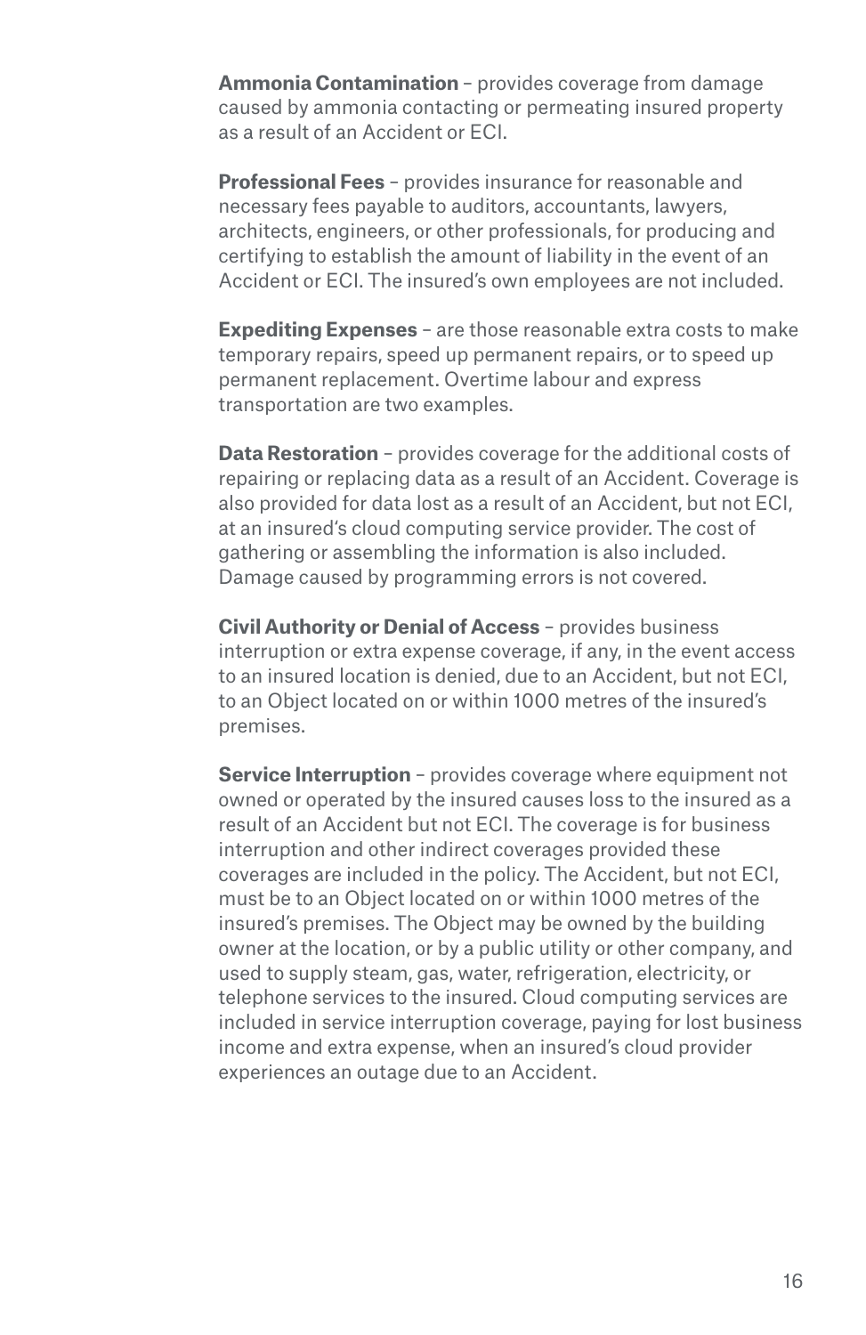**Ammonia Contamination** – provides coverage from damage caused by ammonia contacting or permeating insured property as a result of an Accident or ECI.

**Professional Fees** – provides insurance for reasonable and necessary fees payable to auditors, accountants, lawyers, architects, engineers, or other professionals, for producing and certifying to establish the amount of liability in the event of an Accident or ECI. The insured's own employees are not included.

**Expediting Expenses** – are those reasonable extra costs to make temporary repairs, speed up permanent repairs, or to speed up permanent replacement. Overtime labour and express transportation are two examples.

**Data Restoration** – provides coverage for the additional costs of repairing or replacing data as a result of an Accident. Coverage is also provided for data lost as a result of an Accident, but not ECI, at an insured's cloud computing service provider. The cost of gathering or assembling the information is also included. Damage caused by programming errors is not covered.

**Civil Authority or Denial of Access** – provides business interruption or extra expense coverage, if any, in the event access to an insured location is denied, due to an Accident, but not ECI, to an Object located on or within 1000 metres of the insured's premises.

**Service Interruption** – provides coverage where equipment not owned or operated by the insured causes loss to the insured as a result of an Accident but not ECI. The coverage is for business interruption and other indirect coverages provided these coverages are included in the policy. The Accident, but not ECI, must be to an Object located on or within 1000 metres of the insured's premises. The Object may be owned by the building owner at the location, or by a public utility or other company, and used to supply steam, gas, water, refrigeration, electricity, or telephone services to the insured. Cloud computing services are included in service interruption coverage, paying for lost business income and extra expense, when an insured's cloud provider experiences an outage due to an Accident.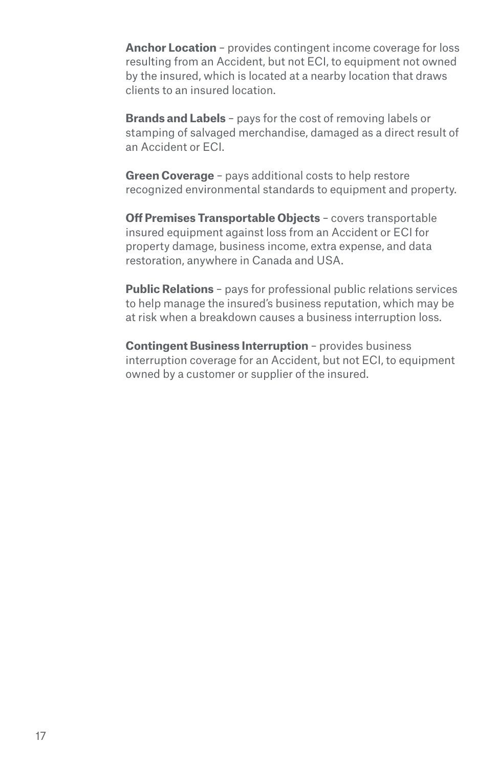**Anchor Location** – provides contingent income coverage for loss resulting from an Accident, but not ECI, to equipment not owned by the insured, which is located at a nearby location that draws clients to an insured location.

**Brands and Labels** – pays for the cost of removing labels or stamping of salvaged merchandise, damaged as a direct result of an Accident or ECI.

**Green Coverage** – pays additional costs to help restore recognized environmental standards to equipment and property.

**Off Premises Transportable Objects** – covers transportable insured equipment against loss from an Accident or ECI for property damage, business income, extra expense, and data restoration, anywhere in Canada and USA.

**Public Relations** – pays for professional public relations services to help manage the insured's business reputation, which may be at risk when a breakdown causes a business interruption loss.

**Contingent Business Interruption** – provides business interruption coverage for an Accident, but not ECI, to equipment owned by a customer or supplier of the insured.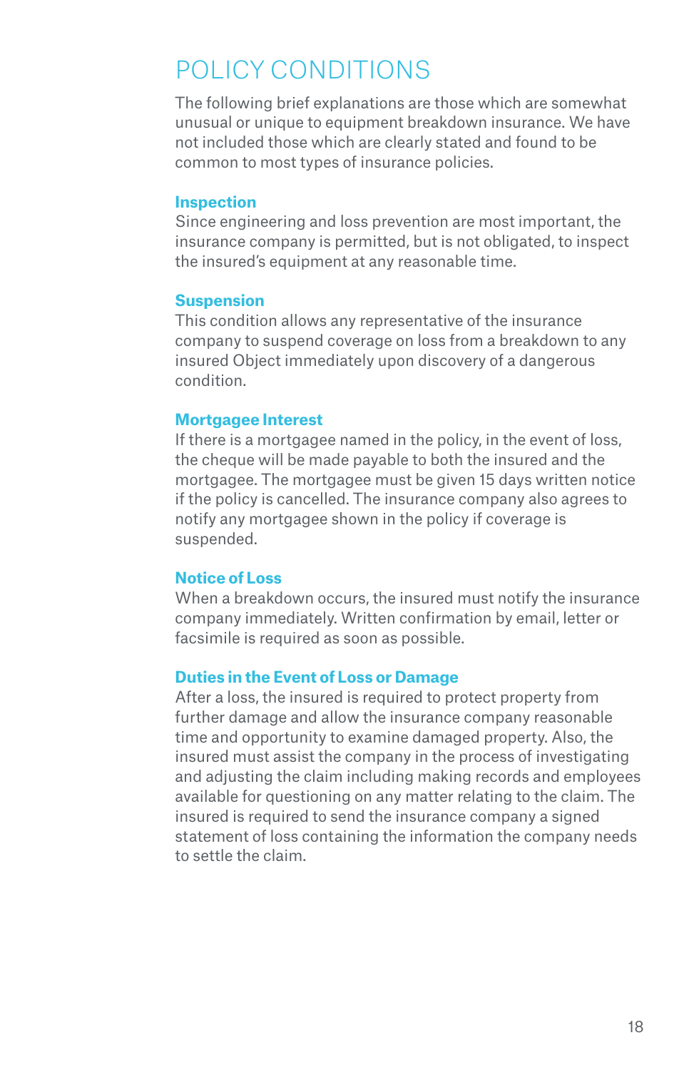# POLICY CONDITIONS

The following brief explanations are those which are somewhat unusual or unique to equipment breakdown insurance. We have not included those which are clearly stated and found to be common to most types of insurance policies.

## Inspection

Since engineering and loss prevention are most important, the insurance company is permitted, but is not obligated, to inspect the insured's equipment at any reasonable time.

## Suspension

This condition allows any representative of the insurance company to suspend coverage on loss from a breakdown to any insured Object immediately upon discovery of a dangerous condition.

## Mortgagee Interest

If there is a mortgagee named in the policy, in the event of loss, the cheque will be made payable to both the insured and the mortgagee. The mortgagee must be given 15 days written notice if the policy is cancelled. The insurance company also agrees to notify any mortgagee shown in the policy if coverage is suspended.

## Notice of Loss

When a breakdown occurs, the insured must notify the insurance company immediately. Written confirmation by email, letter or facsimile is required as soon as possible.

## Duties in the Event of Loss or Damage

After a loss, the insured is required to protect property from further damage and allow the insurance company reasonable time and opportunity to examine damaged property. Also, the insured must assist the company in the process of investigating and adjusting the claim including making records and employees available for questioning on any matter relating to the claim. The insured is required to send the insurance company a signed statement of loss containing the information the company needs to settle the claim.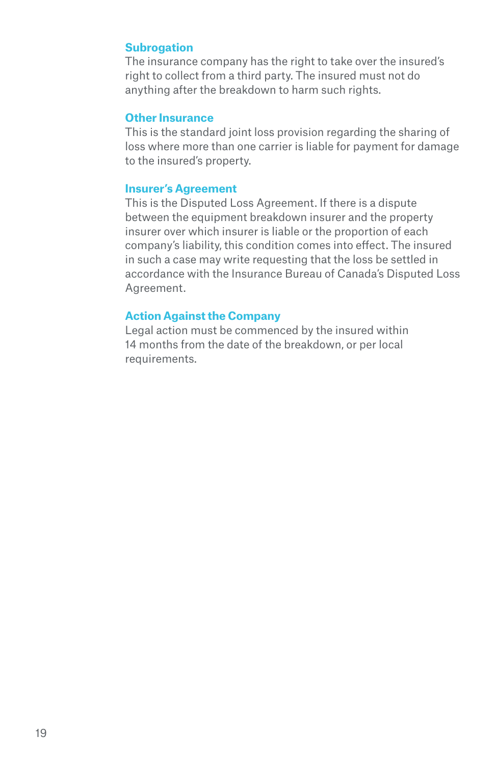### Subrogation

The insurance company has the right to take over the insured's right to collect from a third party. The insured must not do anything after the breakdown to harm such rights.

### Other Insurance

This is the standard joint loss provision regarding the sharing of loss where more than one carrier is liable for payment for damage to the insured's property.

### Insurer's Agreement

This is the Disputed Loss Agreement. If there is a dispute between the equipment breakdown insurer and the property insurer over which insurer is liable or the proportion of each company's liability, this condition comes into effect. The insured in such a case may write requesting that the loss be settled in accordance with the Insurance Bureau of Canada's Disputed Loss Agreement.

### Action Against the Company

Legal action must be commenced by the insured within 14 months from the date of the breakdown, or per local requirements.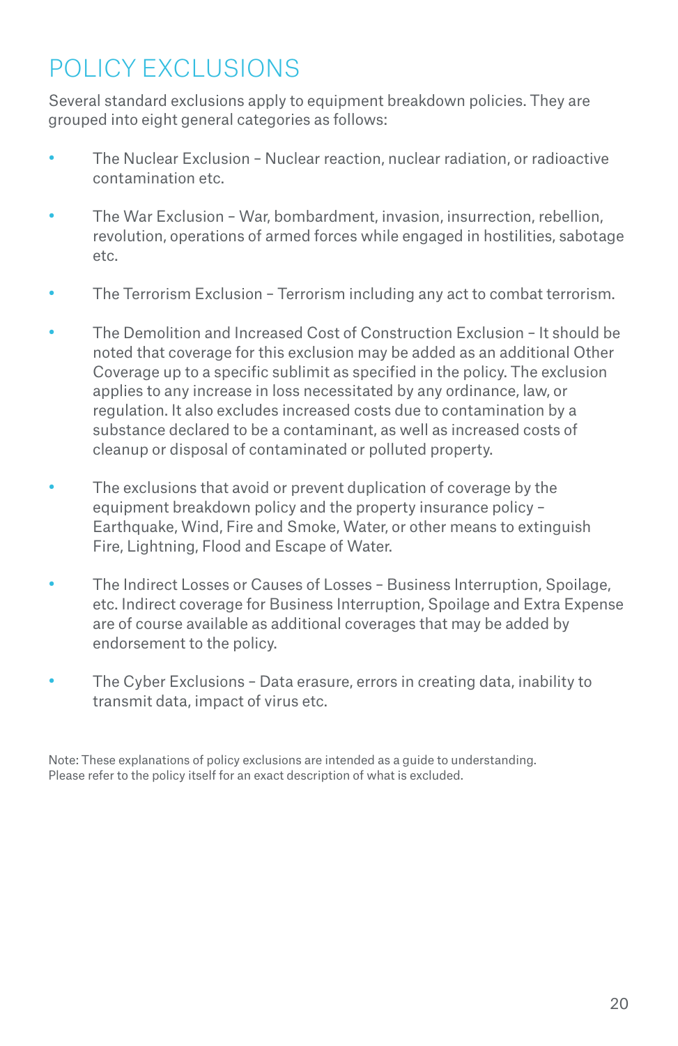# POLICY EXCLUSIONS

Several standard exclusions apply to equipment breakdown policies. They are grouped into eight general categories as follows:

- The Nuclear Exclusion – Nuclear reaction, nuclear radiation, or radioactive contamination etc.

- The War Exclusion – War, bombardment, invasion, insurrection, rebellion, revolution, operations of armed forces while engaged in hostilities, sabotage etc.

- The Terrorism Exclusion – Terrorism including any act to combat terrorism.

- The Demolition and Increased Cost of Construction Exclusion – It should be noted that coverage for this exclusion may be added as an additional Other Coverage up to a specific sublimit as specified in the policy. The exclusion applies to any increase in loss necessitated by any ordinance, law, or regulation. It also excludes increased costs due to contamination by a substance declared to be a contaminant, as well as increased costs of cleanup or disposal of contaminated or polluted property.

- The exclusions that avoid or prevent duplication of coverage by the equipment breakdown policy and the property insurance policy – Earthquake, Wind, Fire and Smoke, Water, or other means to extinguish Fire, Lightning, Flood and Escape of Water.

- The Indirect Losses or Causes of Losses – Business Interruption, Spoilage, etc. Indirect coverage for Business Interruption, Spoilage and Extra Expense are of course available as additional coverages that may be added by endorsement to the policy.

- The Cyber Exclusions – Data erasure, errors in creating data, inability to transmit data, impact of virus etc.

Note: These explanations of policy exclusions are intended as a guide to understanding. Please refer to the policy itself for an exact description of what is excluded.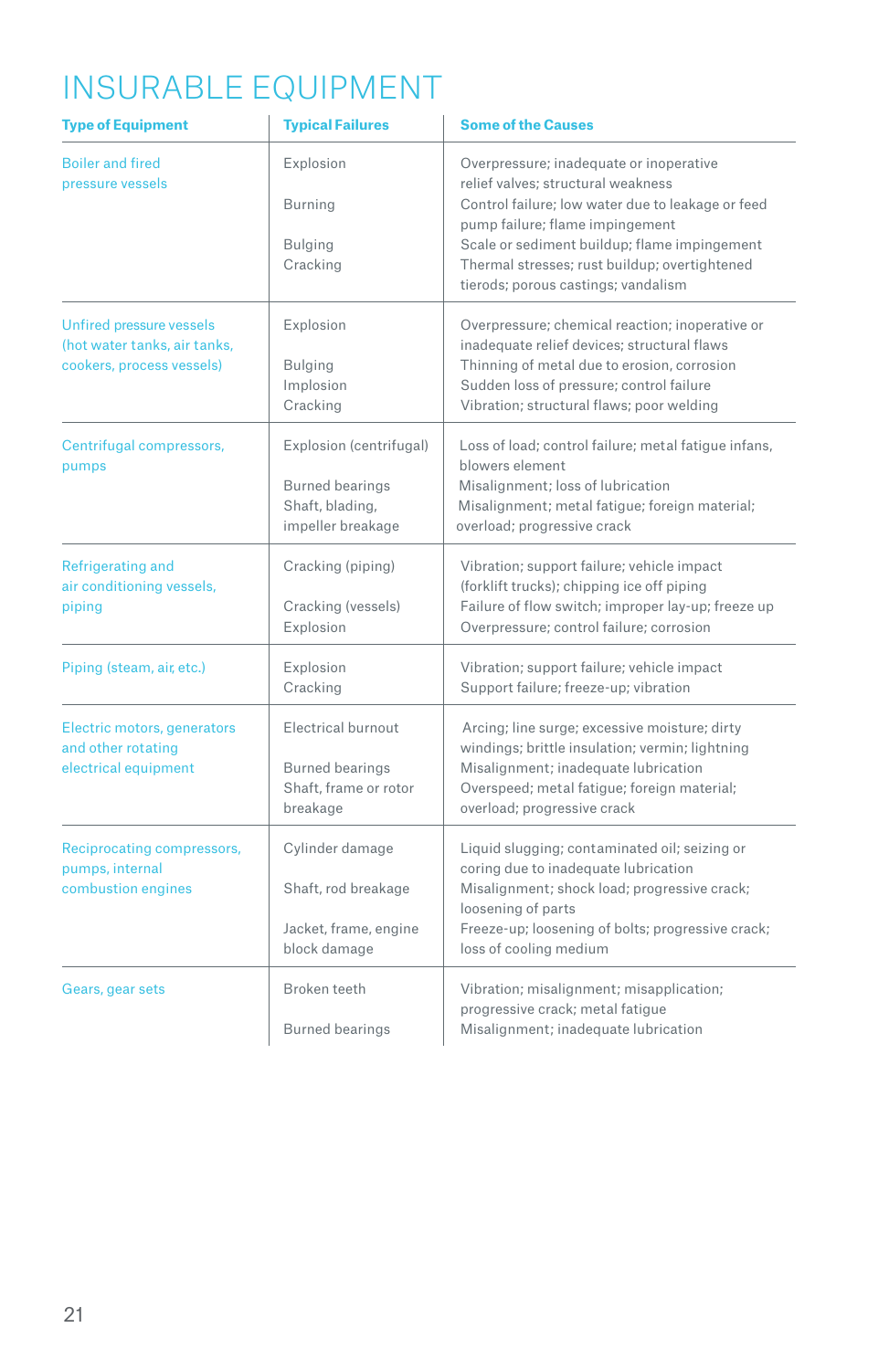# INSURABLE EQUIPMENT

| Type of Equipment | Typical Failures | Some of the Causes |
|---|---|---|
| Boiler and fired pressure vessels | Explosion | Overpressure; inadequate or inoperative relief valves; structural weakness |
| | Burning | Control failure; low water due to leakage or feed pump failure; flame impingement |
| | Bulging | Scale or sediment buildup; flame impingement |
| | Cracking | Thermal stresses; rust buildup; overtightened tierods; porous castings; vandalism |
| Unfired pressure vessels (hot water tanks, air tanks, cookers, process vessels) | Explosion | Overpressure; chemical reaction; inoperative or inadequate relief devices; structural flaws |
| | Bulging | Thinning of metal due to erosion, corrosion |
| | Implosion | Sudden loss of pressure; control failure |
| | Cracking | Vibration; structural flaws; poor welding |
| Centrifugal compressors, pumps | Explosion (centrifugal) | Loss of load; control failure; metal fatigue infans, blowers element |
| | Burned bearings | Misalignment; loss of lubrication |
| | Shaft, blading, impeller breakage | Misalignment; metal fatigue; foreign material; overload; progressive crack |
| Refrigerating and air conditioning vessels, piping | Cracking (piping) | Vibration; support failure; vehicle impact (forklift trucks); chipping ice off piping |
| | Cracking (vessels) | Failure of flow switch; improper lay-up; freeze up |
| | Explosion | Overpressure; control failure; corrosion |
| Piping (steam, air, etc.) | Explosion | Vibration; support failure; vehicle impact |
| | Cracking | Support failure; freeze-up; vibration |
| Electric motors, generators and other rotating electrical equipment | Electrical burnout | Arcing; line surge; excessive moisture; dirty windings; brittle insulation; vermin; lightning |
| | Burned bearings | Misalignment; inadequate lubrication |
| | Shaft, frame or rotor breakage | Overspeed; metal fatigue; foreign material; overload; progressive crack |
| Reciprocating compressors, pumps, internal combustion engines | Cylinder damage | Liquid slugging; contaminated oil; seizing or coring due to inadequate lubrication |
| | Shaft, rod breakage | Misalignment; shock load; progressive crack; loosening of parts |
| | Jacket, frame, engine block damage | Freeze-up; loosening of bolts; progressive crack; loss of cooling medium |
| Gears, gear sets | Broken teeth | Vibration; misalignment; misapplication; progressive crack; metal fatigue |
| | Burned bearings | Misalignment; inadequate lubrication |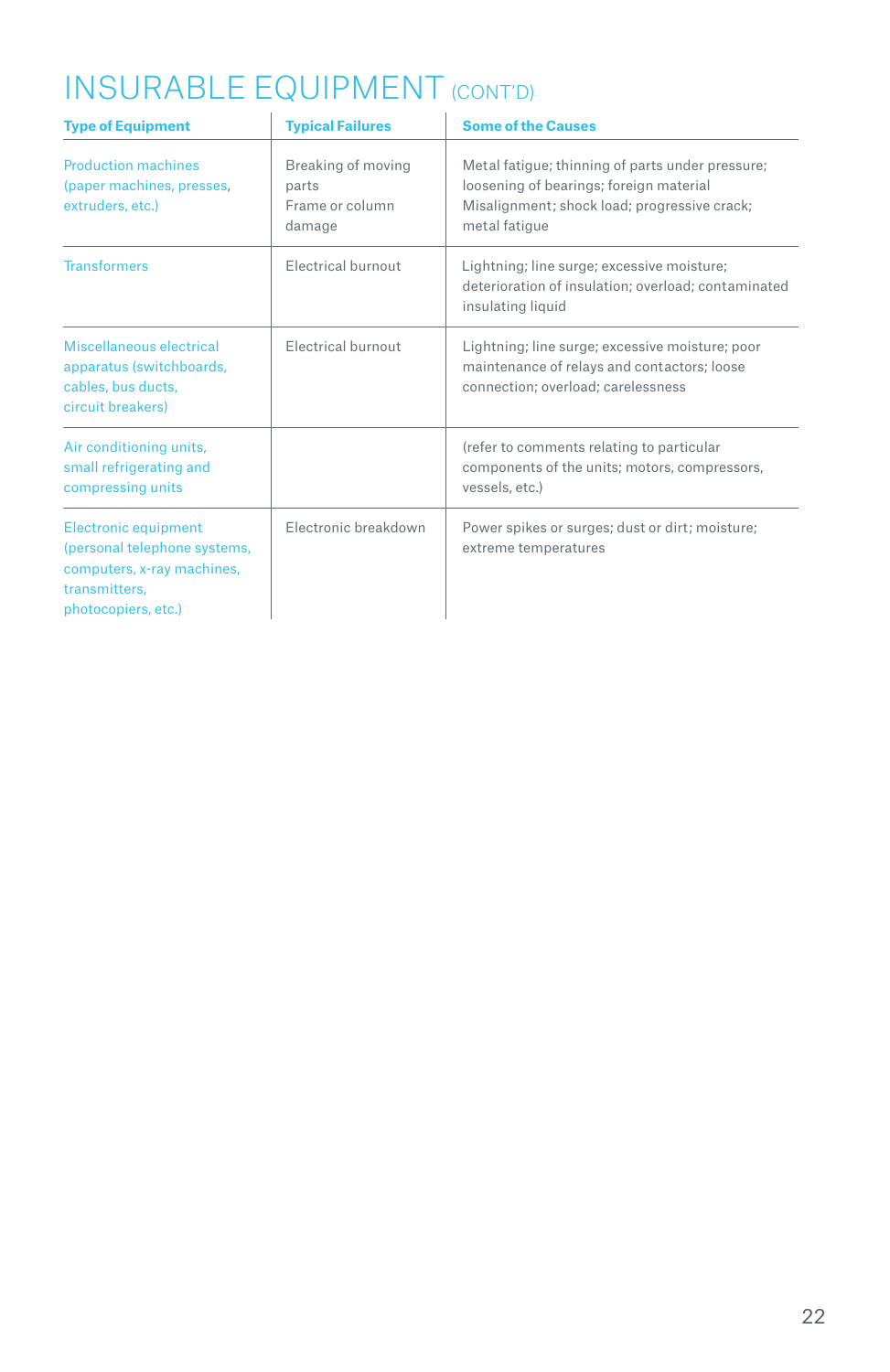# INSURABLE EQUIPMENT (CONT'D)

| Type of Equipment | Typical Failures | Some of the Causes |
|---|---|---|
| Production machines (paper machines, presses, extruders, etc.) | Breaking of moving parts<br>Frame or column damage | Metal fatigue; thinning of parts under pressure; loosening of bearings; foreign material<br>Misalignment; shock load; progressive crack; metal fatigue |
| Transformers | Electrical burnout | Lightning; line surge; excessive moisture; deterioration of insulation; overload; contaminated insulating liquid |
| Miscellaneous electrical apparatus (switchboards, cables, bus ducts, circuit breakers) | Electrical burnout | Lightning; line surge; excessive moisture; poor maintenance of relays and contactors; loose connection; overload; carelessness |
| Air conditioning units, small refrigerating and compressing units | | (refer to comments relating to particular components of the units; motors, compressors, vessels, etc.) |
| Electronic equipment (personal telephone systems, computers, x-ray machines, transmitters, photocopiers, etc.) | Electronic breakdown | Power spikes or surges; dust or dirt; moisture; extreme temperatures |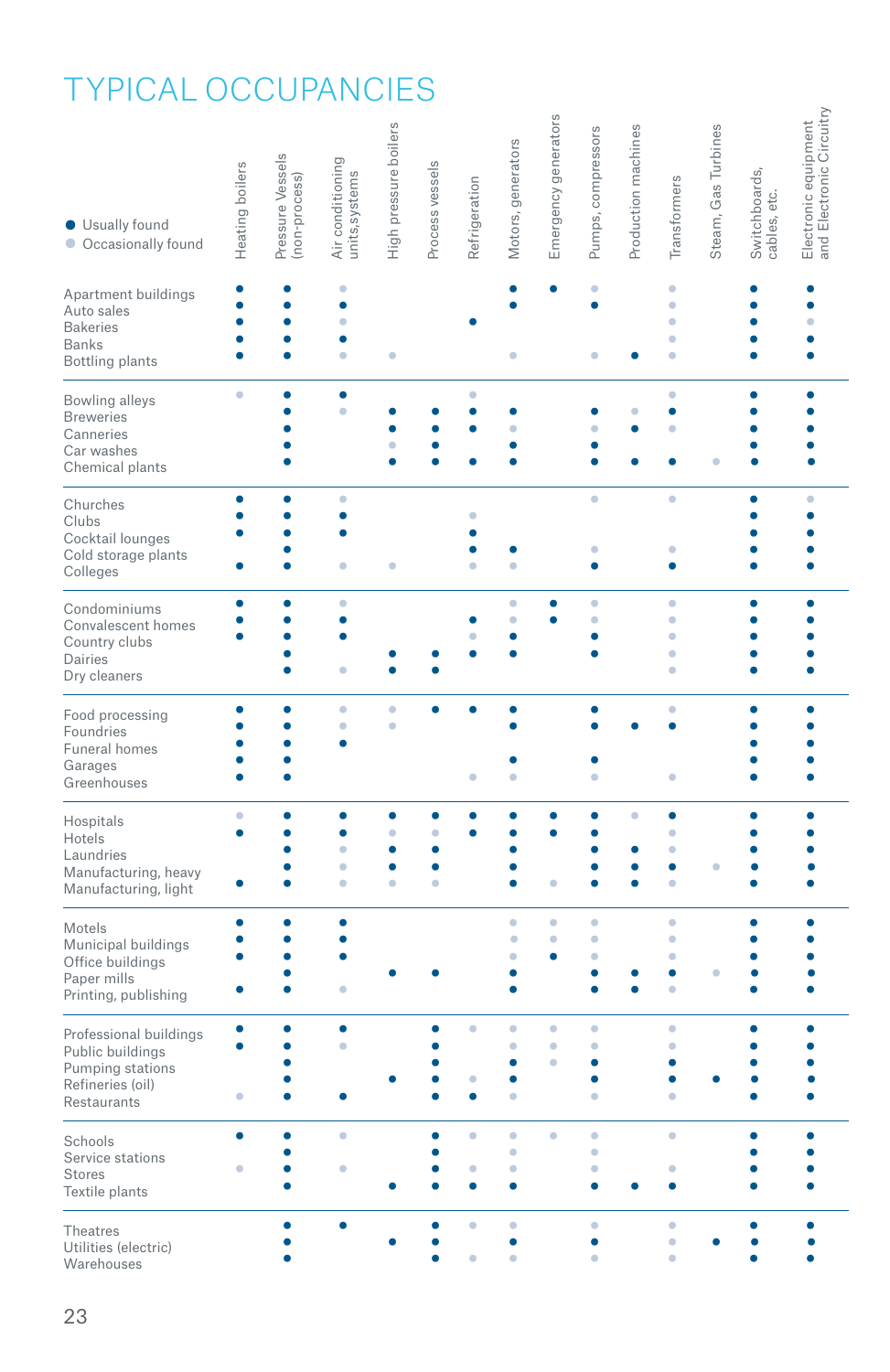# TYPICAL OCCUPANCIES

● Usually found
○ Occasionally found

| | Heating boilers | Pressure Vessels (non-process) | Air conditioning units,systems | High pressure boilers | Process vessels | Refrigeration | Motors, generators | Emergency generators | Pumps, compressors | Production machines | Transformers | Steam, Gas Turbines | Switchboards, cables, etc. | Electronic equipment and Electronic Circuitry |
|---|---|---|---|---|---|---|---|---|---|---|---|---|---|---|
| Apartment buildings | ● | ● | ○ | | | | ● | ● | ○ | | ○ | | ● | ● |
| Auto sales | ● | ● | ● | | | | ● | | ● | | ○ | | ● | ● |
| Bakeries | ● | ● | ○ | | | ● | | | | | ○ | | ● | ○ |
| Banks | ● | ● | ● | | | | | | | | ○ | | ● | ● |
| Bottling plants | ● | ● | ○ | ○ | | | ○ | | ○ | ● | ○ | | ● | ● |
| Bowling alleys | ○ | ● | ● | | | ○ | | | | | ○ | | ● | ● |
| Breweries | | ● | ○ | ● | ● | ● | ● | | ● | ○ | ● | | ● | ● |
| Canneries | | ● | | ● | ● | ● | ○ | | ○ | ● | ○ | | ● | ● |
| Car washes | | ● | | ○ | ● | ○ | ● | | ● | | | | ● | ● |
| Chemical plants | | ● | | ● | ● | ● | ● | | ● | ● | ● | ○ | ● | ● |
| Churches | ● | ● | ○ | | | | | | ○ | | ○ | | ● | ○ |
| Clubs | ● | ● | ● | | | ○ | | | | | | | ● | ● |
| Cocktail lounges | ● | ● | ● | | | ● | | | | | | | ● | ● |
| Cold storage plants | | ● | | | | ● | ● | | ○ | | ○ | | ● | ● |
| Colleges | ● | ● | ○ | ○ | | ○ | ○ | | ● | | ● | | ● | ● |
| Condominiums | ● | ● | ○ | | | | ○ | ● | ○ | | ○ | | ● | ● |
| Convalescent homes | ● | ● | ● | | | ● | ○ | ● | ○ | | ○ | | ● | ● |
| Country clubs | ● | ● | ● | | | ○ | ● | | ● | | ○ | | ● | ● |
| Dairies | | ● | | ● | ● | ● | ● | | ● | | ○ | | ● | ● |
| Dry cleaners | | ● | ○ | ● | ● | | | | | | ○ | | ● | ● |
| Food processing | ● | ● | ○ | ○ | ● | ● | ● | | ● | | ○ | | ● | ● |
| Foundries | ● | ● | ○ | ○ | | | ● | | ● | ● | ● | | ● | ● |
| Funeral homes | ● | ● | ● | | | | | | | | | | ● | ● |
| Garages | ● | ● | | | | | ● | | ● | | | | ● | ● |
| Greenhouses | ● | ● | | | | ○ | ○ | | ○ | | ○ | | ● | ● |
| Hospitals | ○ | ● | ● | ● | ● | ● | ● | ● | ● | ○ | ● | | ● | ● |
| Hotels | ● | ● | ● | ○ | ○ | ● | ● | ● | ● | | ○ | | ● | ● |
| Laundries | | ● | ○ | ● | ● | | ● | | ● | ● | ○ | | ● | ● |
| Manufacturing, heavy | | ● | ○ | ● | ● | | ● | | ● | ● | ● | ○ | ● | ● |
| Manufacturing, light | ● | ● | ○ | ○ | ○ | | ● | ○ | ● | ● | ○ | | ● | ● |
| Motels | ● | ● | ● | | | | ○ | ○ | ○ | | ○ | | ● | ● |
| Municipal buildings | ● | ● | ● | | | | ○ | ○ | ○ | | ○ | | ● | ● |
| Office buildings | ● | ● | ● | | | | ○ | ● | ○ | | ○ | | ● | ● |
| Paper mills | | ● | | ● | ● | | ● | | ● | ● | ● | ○ | ● | ● |
| Printing, publishing | ● | ● | ○ | | | | ● | | ● | ● | ○ | | ● | ● |
| Professional buildings | ● | ● | ● | | ● | ○ | ○ | ○ | ○ | | ○ | | ● | ● |
| Public buildings | ● | ● | ○ | | ● | | ○ | ○ | ○ | | ○ | | ● | ● |
| Pumping stations | | ● | | | ● | | ● | ○ | ● | | ● | | ● | ● |
| Refineries (oil) | | ● | | ● | ● | ○ | ● | | ● | | ● | ● | ● | ● |
| Restaurants | ○ | ● | ● | | ● | ● | ○ | | ○ | | ○ | | ● | ● |
| Schools | ● | ● | ○ | | ● | ○ | ○ | ○ | ○ | | ○ | | ● | ● |
| Service stations | | ● | | | ● | | ○ | | ○ | | | | ● | ● |
| Stores | ○ | ● | ○ | | ● | ○ | ○ | | ○ | | ○ | | ● | ● |
| Textile plants | | ● | | ● | ● | ● | ● | | ● | ● | ● | | ● | ● |
| Theatres | | ● | ● | | ● | ○ | ○ | | ○ | | ○ | | ● | ● |
| Utilities (electric) | | ● | | ● | ● | | ● | | ● | | ○ | ● | ● | ● |
| Warehouses | | ● | | | ● | ○ | ○ | | ○ | | ○ | | ● | ● |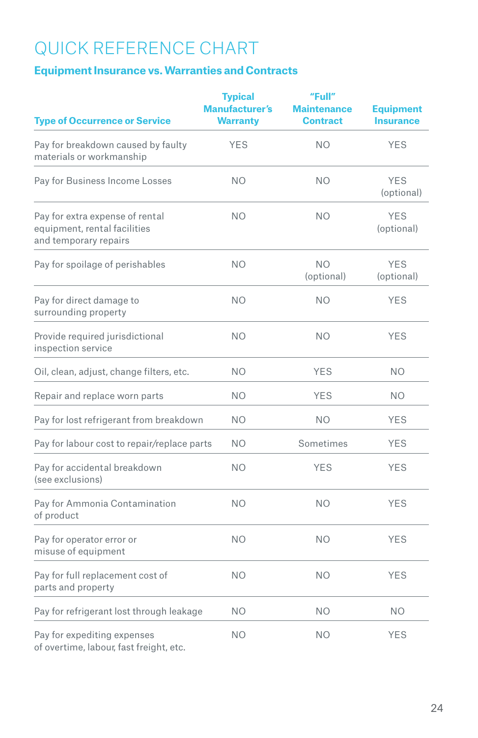# QUICK REFERENCE CHART

## Equipment Insurance vs. Warranties and Contracts

| Type of Occurrence or Service | Typical Manufacturer's Warranty | "Full" Maintenance Contract | Equipment Insurance |
|---|---|---|---|
| Pay for breakdown caused by faulty materials or workmanship | YES | NO | YES |
| Pay for Business Income Losses | NO | NO | YES (optional) |
| Pay for extra expense of rental equipment, rental facilities and temporary repairs | NO | NO | YES (optional) |
| Pay for spoilage of perishables | NO | NO (optional) | YES (optional) |
| Pay for direct damage to surrounding property | NO | NO | YES |
| Provide required jurisdictional inspection service | NO | NO | YES |
| Oil, clean, adjust, change filters, etc. | NO | YES | NO |
| Repair and replace worn parts | NO | YES | NO |
| Pay for lost refrigerant from breakdown | NO | NO | YES |
| Pay for labour cost to repair/replace parts | NO | Sometimes | YES |
| Pay for accidental breakdown (see exclusions) | NO | YES | YES |
| Pay for Ammonia Contamination of product | NO | NO | YES |
| Pay for operator error or misuse of equipment | NO | NO | YES |
| Pay for full replacement cost of parts and property | NO | NO | YES |
| Pay for refrigerant lost through leakage | NO | NO | NO |
| Pay for expediting expenses of overtime, labour, fast freight, etc. | NO | NO | YES |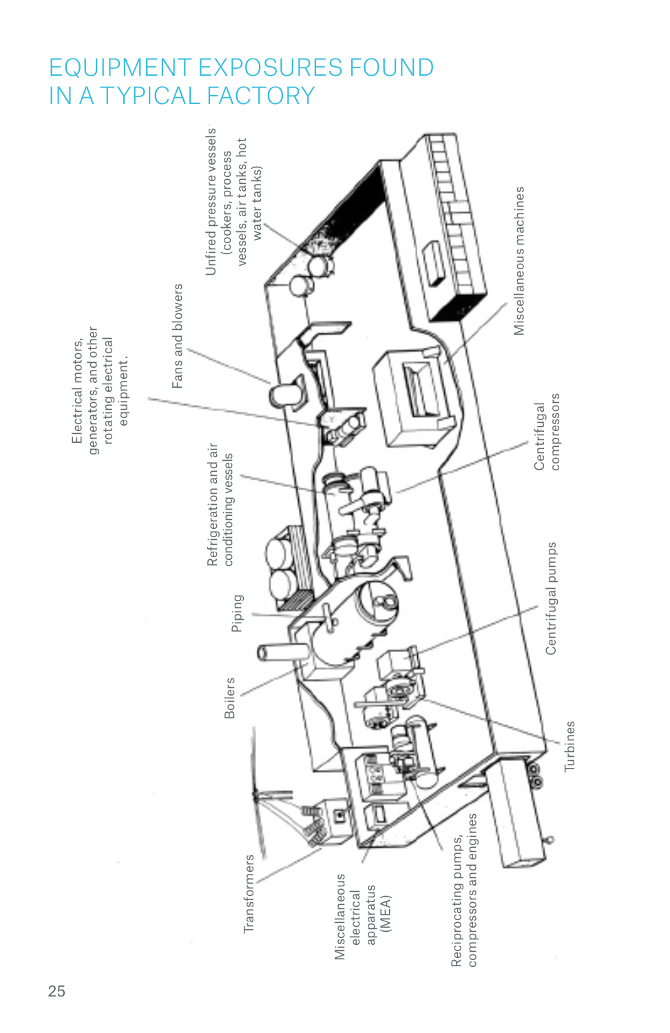# EQUIPMENT EXPOSURES FOUND IN A TYPICAL FACTORY

Electrical motors, generators, and other rotating electrical equipment.

Fans and blowers

Unfired pressure vessels (cookers, process vessels, air tanks, hot water tanks)

Miscellaneous machines

Refrigeration and air conditioning vessels

Centrifugal compressors

Piping

Boilers

Centrifugal pumps

Turbines

Transformers

Miscellaneous electrical apparatus (MEA)

Reciprocating pumps, compressors and engines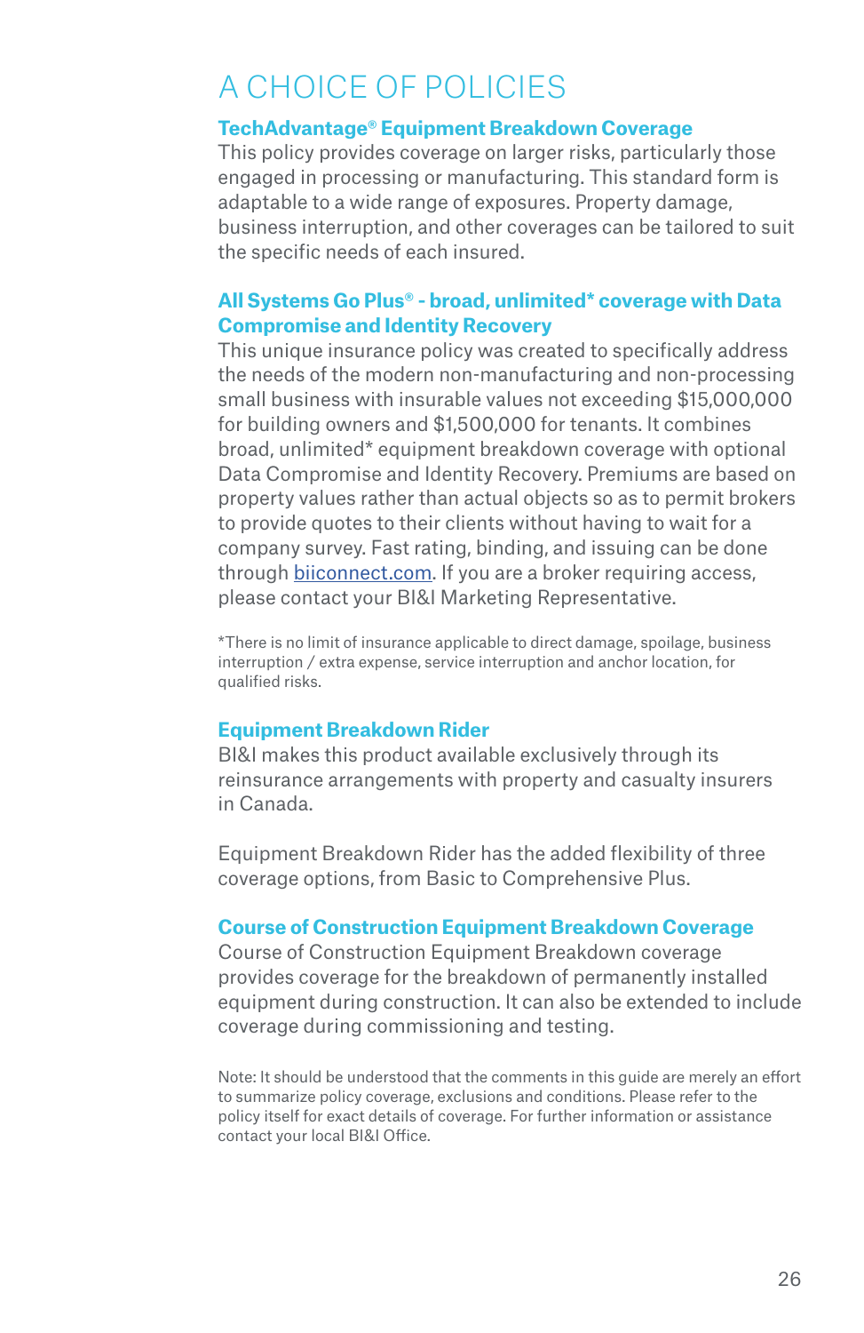# A CHOICE OF POLICIES

## TechAdvantage® Equipment Breakdown Coverage

This policy provides coverage on larger risks, particularly those engaged in processing or manufacturing. This standard form is adaptable to a wide range of exposures. Property damage, business interruption, and other coverages can be tailored to suit the specific needs of each insured.

## All Systems Go Plus® - broad, unlimited* coverage with Data Compromise and Identity Recovery

This unique insurance policy was created to specifically address the needs of the modern non-manufacturing and non-processing small business with insurable values not exceeding $15,000,000 for building owners and $1,500,000 for tenants. It combines broad, unlimited* equipment breakdown coverage with optional Data Compromise and Identity Recovery. Premiums are based on property values rather than actual objects so as to permit brokers to provide quotes to their clients without having to wait for a company survey. Fast rating, binding, and issuing can be done through biiconnect.com. If you are a broker requiring access, please contact your BI&I Marketing Representative.

*There is no limit of insurance applicable to direct damage, spoilage, business interruption / extra expense, service interruption and anchor location, for qualified risks.

## Equipment Breakdown Rider

BI&I makes this product available exclusively through its reinsurance arrangements with property and casualty insurers in Canada.

Equipment Breakdown Rider has the added flexibility of three coverage options, from Basic to Comprehensive Plus.

## Course of Construction Equipment Breakdown Coverage

Course of Construction Equipment Breakdown coverage provides coverage for the breakdown of permanently installed equipment during construction. It can also be extended to include coverage during commissioning and testing.

Note: It should be understood that the comments in this guide are merely an effort to summarize policy coverage, exclusions and conditions. Please refer to the policy itself for exact details of coverage. For further information or assistance contact your local BI&I Office.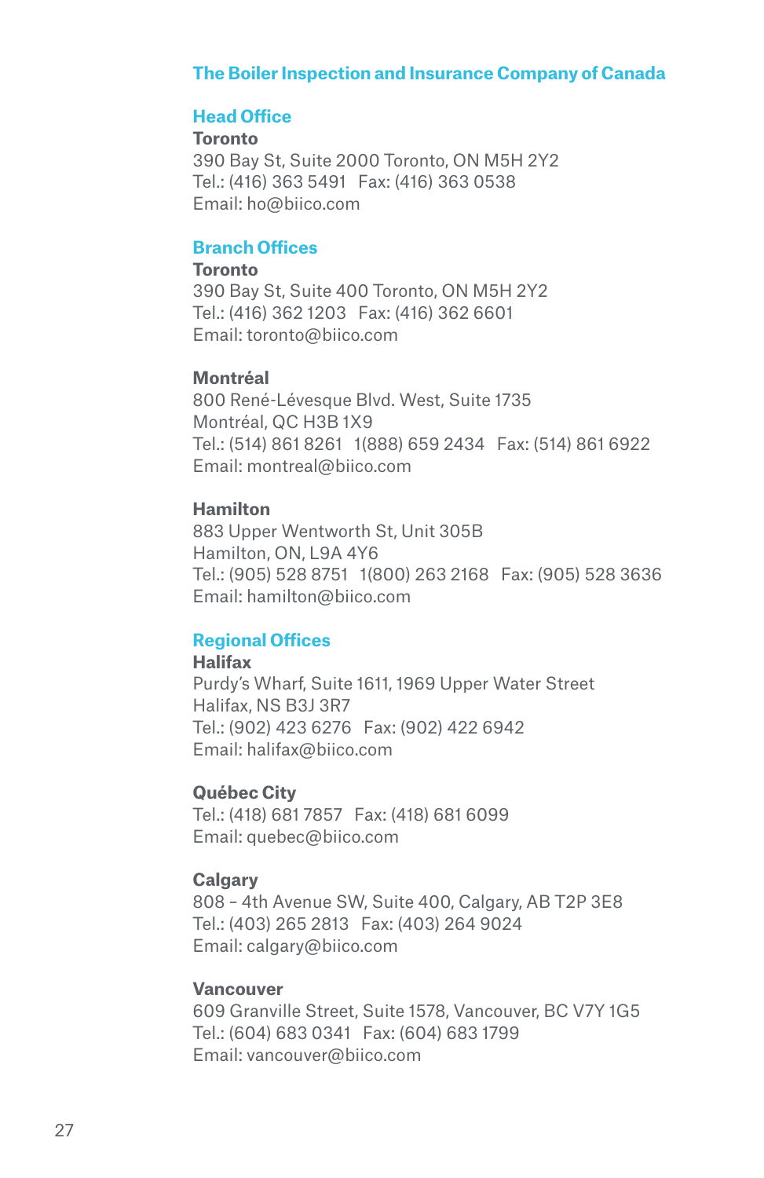# The Boiler Inspection and Insurance Company of Canada

## Head Office

**Toronto**
390 Bay St, Suite 2000 Toronto, ON M5H 2Y2
Tel.: (416) 363 5491   Fax: (416) 363 0538
Email: ho@biico.com

## Branch Offices

**Toronto**
390 Bay St, Suite 400 Toronto, ON M5H 2Y2
Tel.: (416) 362 1203   Fax: (416) 362 6601
Email: toronto@biico.com

**Montréal**
800 René-Lévesque Blvd. West, Suite 1735
Montréal, QC H3B 1X9
Tel.: (514) 861 8261   1(888) 659 2434   Fax: (514) 861 6922
Email: montreal@biico.com

**Hamilton**
883 Upper Wentworth St, Unit 305B
Hamilton, ON, L9A 4Y6
Tel.: (905) 528 8751   1(800) 263 2168   Fax: (905) 528 3636
Email: hamilton@biico.com

## Regional Offices

**Halifax**
Purdy's Wharf, Suite 1611, 1969 Upper Water Street
Halifax, NS B3J 3R7
Tel.: (902) 423 6276   Fax: (902) 422 6942
Email: halifax@biico.com

**Québec City**
Tel.: (418) 681 7857   Fax: (418) 681 6099
Email: quebec@biico.com

**Calgary**
808 – 4th Avenue SW, Suite 400, Calgary, AB T2P 3E8
Tel.: (403) 265 2813   Fax: (403) 264 9024
Email: calgary@biico.com

**Vancouver**
609 Granville Street, Suite 1578, Vancouver, BC V7Y 1G5
Tel.: (604) 683 0341   Fax: (604) 683 1799
Email: vancouver@biico.com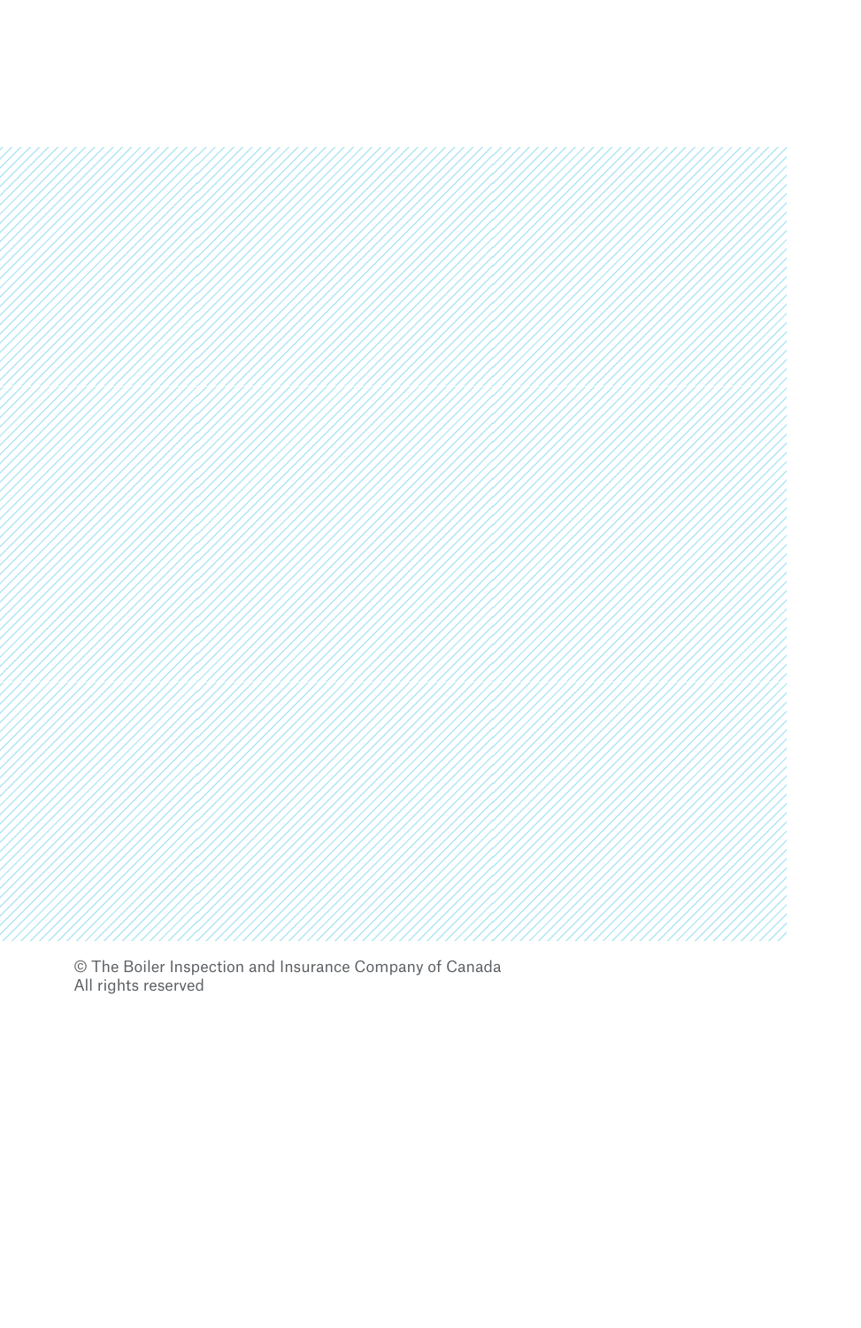© The Boiler Inspection and Insurance Company of Canada
All rights reserved